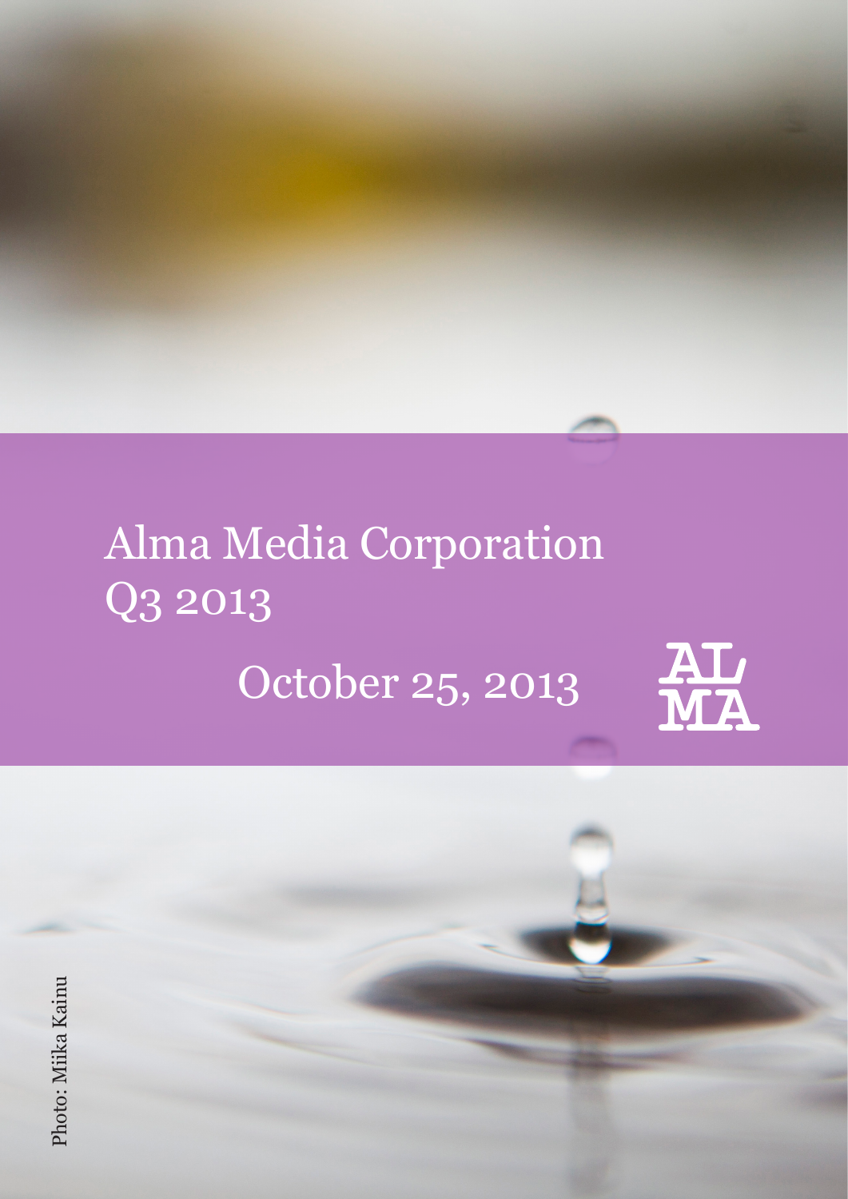# Alma Media Corporation Q3 2013

October 25, 2013

ALMA

Photo: Miika Kainu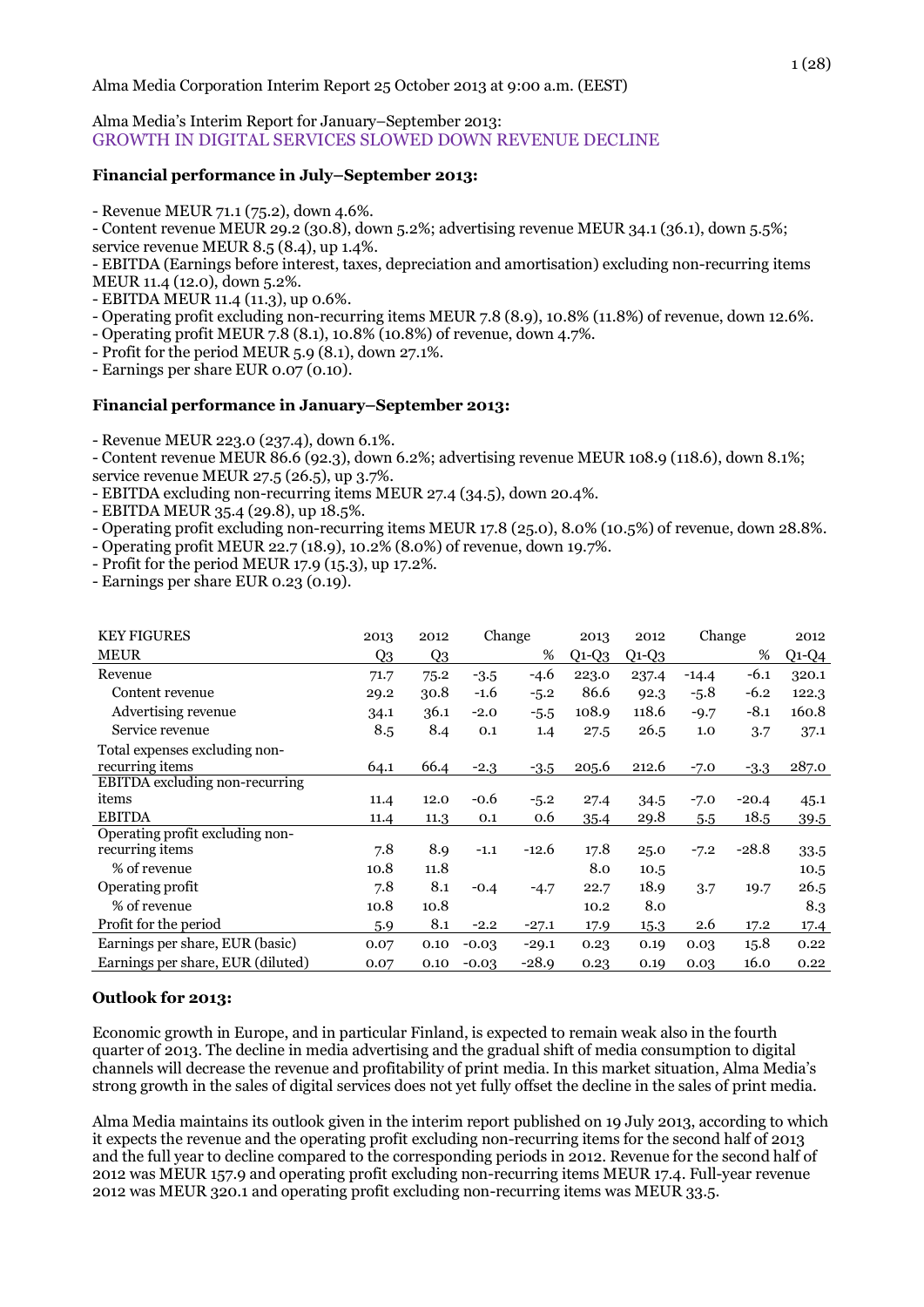Alma Media Corporation Interim Report 25 October 2013 at 9:00 a.m. (EEST)

Alma Media's Interim Report for January–September 2013:
GROWTH IN DIGITAL SERVICES SLOWED DOWN REVENUE DECLINE

**Financial performance in July–September 2013:**

- Revenue MEUR 71.1 (75.2), down 4.6%.
- Content revenue MEUR 29.2 (30.8), down 5.2%; advertising revenue MEUR 34.1 (36.1), down 5.5%; service revenue MEUR 8.5 (8.4), up 1.4%.
- EBITDA (Earnings before interest, taxes, depreciation and amortisation) excluding non-recurring items MEUR 11.4 (12.0), down 5.2%.
- EBITDA MEUR 11.4 (11.3), up 0.6%.
- Operating profit excluding non-recurring items MEUR 7.8 (8.9), 10.8% (11.8%) of revenue, down 12.6%.
- Operating profit MEUR 7.8 (8.1), 10.8% (10.8%) of revenue, down 4.7%.
- Profit for the period MEUR 5.9 (8.1), down 27.1%.
- Earnings per share EUR 0.07 (0.10).

**Financial performance in January–September 2013:**

- Revenue MEUR 223.0 (237.4), down 6.1%.
- Content revenue MEUR 86.6 (92.3), down 6.2%; advertising revenue MEUR 108.9 (118.6), down 8.1%; service revenue MEUR 27.5 (26.5), up 3.7%.
- EBITDA excluding non-recurring items MEUR 27.4 (34.5), down 20.4%.
- EBITDA MEUR 35.4 (29.8), up 18.5%.
- Operating profit excluding non-recurring items MEUR 17.8 (25.0), 8.0% (10.5%) of revenue, down 28.8%.
- Operating profit MEUR 22.7 (18.9), 10.2% (8.0%) of revenue, down 19.7%.
- Profit for the period MEUR 17.9 (15.3), up 17.2%.
- Earnings per share EUR 0.23 (0.19).

| KEY FIGURES | 2013 | 2012 | Change | | 2013 | 2012 | Change | | 2012 |
|---|---|---|---|---|---|---|---|---|---|
| MEUR | Q3 | Q3 | | % | Q1-Q3 | Q1-Q3 | | % | Q1-Q4 |
| Revenue | 71.7 | 75.2 | -3.5 | -4.6 | 223.0 | 237.4 | -14.4 | -6.1 | 320.1 |
| Content revenue | 29.2 | 30.8 | -1.6 | -5.2 | 86.6 | 92.3 | -5.8 | -6.2 | 122.3 |
| Advertising revenue | 34.1 | 36.1 | -2.0 | -5.5 | 108.9 | 118.6 | -9.7 | -8.1 | 160.8 |
| Service revenue | 8.5 | 8.4 | 0.1 | 1.4 | 27.5 | 26.5 | 1.0 | 3.7 | 37.1 |
| Total expenses excluding non-recurring items | 64.1 | 66.4 | -2.3 | -3.5 | 205.6 | 212.6 | -7.0 | -3.3 | 287.0 |
| EBITDA excluding non-recurring items | 11.4 | 12.0 | -0.6 | -5.2 | 27.4 | 34.5 | -7.0 | -20.4 | 45.1 |
| EBITDA | 11.4 | 11.3 | 0.1 | 0.6 | 35.4 | 29.8 | 5.5 | 18.5 | 39.5 |
| Operating profit excluding non-recurring items | 7.8 | 8.9 | -1.1 | -12.6 | 17.8 | 25.0 | -7.2 | -28.8 | 33.5 |
| % of revenue | 10.8 | 11.8 | | | 8.0 | 10.5 | | | 10.5 |
| Operating profit | 7.8 | 8.1 | -0.4 | -4.7 | 22.7 | 18.9 | 3.7 | 19.7 | 26.5 |
| % of revenue | 10.8 | 10.8 | | | 10.2 | 8.0 | | | 8.3 |
| Profit for the period | 5.9 | 8.1 | -2.2 | -27.1 | 17.9 | 15.3 | 2.6 | 17.2 | 17.4 |
| Earnings per share, EUR (basic) | 0.07 | 0.10 | -0.03 | -29.1 | 0.23 | 0.19 | 0.03 | 15.8 | 0.22 |
| Earnings per share, EUR (diluted) | 0.07 | 0.10 | -0.03 | -28.9 | 0.23 | 0.19 | 0.03 | 16.0 | 0.22 |

**Outlook for 2013:**

Economic growth in Europe, and in particular Finland, is expected to remain weak also in the fourth quarter of 2013. The decline in media advertising and the gradual shift of media consumption to digital channels will decrease the revenue and profitability of print media. In this market situation, Alma Media's strong growth in the sales of digital services does not yet fully offset the decline in the sales of print media.

Alma Media maintains its outlook given in the interim report published on 19 July 2013, according to which it expects the revenue and the operating profit excluding non-recurring items for the second half of 2013 and the full year to decline compared to the corresponding periods in 2012. Revenue for the second half of 2012 was MEUR 157.9 and operating profit excluding non-recurring items MEUR 17.4. Full-year revenue 2012 was MEUR 320.1 and operating profit excluding non-recurring items was MEUR 33.5.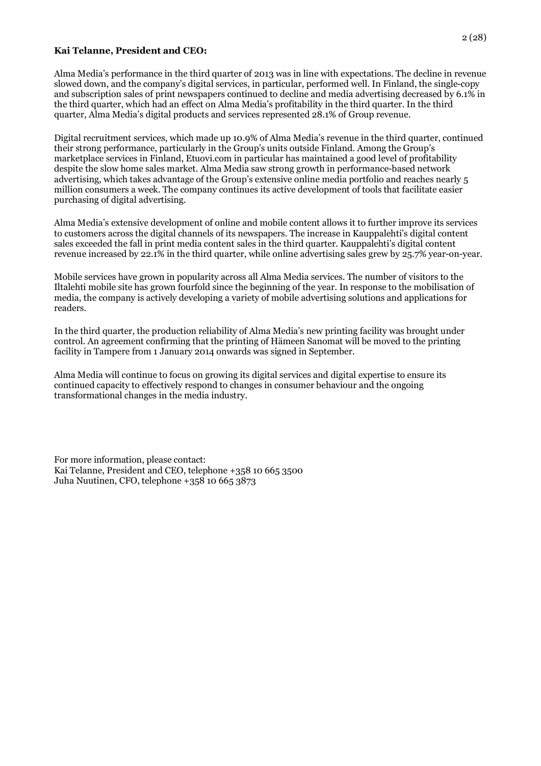**Kai Telanne, President and CEO:**

Alma Media's performance in the third quarter of 2013 was in line with expectations. The decline in revenue slowed down, and the company's digital services, in particular, performed well. In Finland, the single-copy and subscription sales of print newspapers continued to decline and media advertising decreased by 6.1% in the third quarter, which had an effect on Alma Media's profitability in the third quarter. In the third quarter, Alma Media's digital products and services represented 28.1% of Group revenue.

Digital recruitment services, which made up 10.9% of Alma Media's revenue in the third quarter, continued their strong performance, particularly in the Group's units outside Finland. Among the Group's marketplace services in Finland, Etuovi.com in particular has maintained a good level of profitability despite the slow home sales market. Alma Media saw strong growth in performance-based network advertising, which takes advantage of the Group's extensive online media portfolio and reaches nearly 5 million consumers a week. The company continues its active development of tools that facilitate easier purchasing of digital advertising.

Alma Media's extensive development of online and mobile content allows it to further improve its services to customers across the digital channels of its newspapers. The increase in Kauppalehti's digital content sales exceeded the fall in print media content sales in the third quarter. Kauppalehti's digital content revenue increased by 22.1% in the third quarter, while online advertising sales grew by 25.7% year-on-year.

Mobile services have grown in popularity across all Alma Media services. The number of visitors to the Iltalehti mobile site has grown fourfold since the beginning of the year. In response to the mobilisation of media, the company is actively developing a variety of mobile advertising solutions and applications for readers.

In the third quarter, the production reliability of Alma Media's new printing facility was brought under control. An agreement confirming that the printing of Hämeen Sanomat will be moved to the printing facility in Tampere from 1 January 2014 onwards was signed in September.

Alma Media will continue to focus on growing its digital services and digital expertise to ensure its continued capacity to effectively respond to changes in consumer behaviour and the ongoing transformational changes in the media industry.

For more information, please contact:
Kai Telanne, President and CEO, telephone +358 10 665 3500
Juha Nuutinen, CFO, telephone +358 10 665 3873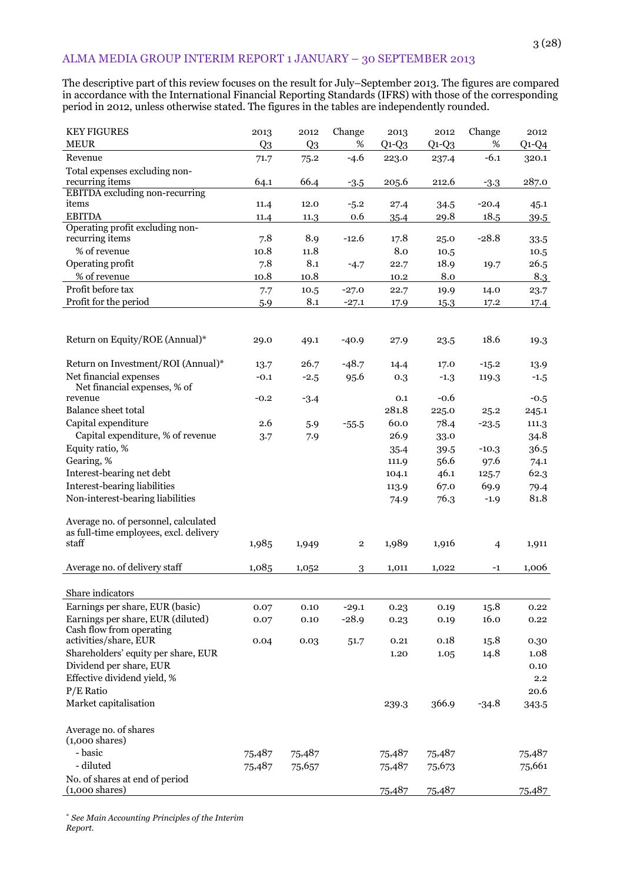## ALMA MEDIA GROUP INTERIM REPORT 1 JANUARY – 30 SEPTEMBER 2013

The descriptive part of this review focuses on the result for July–September 2013. The figures are compared in accordance with the International Financial Reporting Standards (IFRS) with those of the corresponding period in 2012, unless otherwise stated. The figures in the tables are independently rounded.

| KEY FIGURES<br>MEUR | 2013<br>Q3 | 2012<br>Q3 | Change<br>% | 2013<br>Q1-Q3 | 2012<br>Q1-Q3 | Change<br>% | 2012<br>Q1-Q4 |
|---|---|---|---|---|---|---|---|
| Revenue | 71.7 | 75.2 | -4.6 | 223.0 | 237.4 | -6.1 | 320.1 |
| Total expenses excluding non-recurring items | 64.1 | 66.4 | -3.5 | 205.6 | 212.6 | -3.3 | 287.0 |
| EBITDA excluding non-recurring items | 11.4 | 12.0 | -5.2 | 27.4 | 34.5 | -20.4 | 45.1 |
| EBITDA | 11.4 | 11.3 | 0.6 | 35.4 | 29.8 | 18.5 | 39.5 |
| Operating profit excluding non-recurring items | 7.8 | 8.9 | -12.6 | 17.8 | 25.0 | -28.8 | 33.5 |
| % of revenue | 10.8 | 11.8 | | 8.0 | 10.5 | | 10.5 |
| Operating profit | 7.8 | 8.1 | -4.7 | 22.7 | 18.9 | 19.7 | 26.5 |
| % of revenue | 10.8 | 10.8 | | 10.2 | 8.0 | | 8.3 |
| Profit before tax | 7.7 | 10.5 | -27.0 | 22.7 | 19.9 | 14.0 | 23.7 |
| Profit for the period | 5.9 | 8.1 | -27.1 | 17.9 | 15.3 | 17.2 | 17.4 |
| | | | | | | | |
| Return on Equity/ROE (Annual)* | 29.0 | 49.1 | -40.9 | 27.9 | 23.5 | 18.6 | 19.3 |
| Return on Investment/ROI (Annual)* | 13.7 | 26.7 | -48.7 | 14.4 | 17.0 | -15.2 | 13.9 |
| Net financial expenses | -0.1 | -2.5 | 95.6 | 0.3 | -1.3 | 119.3 | -1.5 |
| Net financial expenses, % of revenue | -0.2 | -3.4 | | 0.1 | -0.6 | | -0.5 |
| Balance sheet total | | | | 281.8 | 225.0 | 25.2 | 245.1 |
| Capital expenditure | 2.6 | 5.9 | -55.5 | 60.0 | 78.4 | -23.5 | 111.3 |
| Capital expenditure, % of revenue | 3.7 | 7.9 | | 26.9 | 33.0 | | 34.8 |
| Equity ratio, % | | | | 35.4 | 39.5 | -10.3 | 36.5 |
| Gearing, % | | | | 111.9 | 56.6 | 97.6 | 74.1 |
| Interest-bearing net debt | | | | 104.1 | 46.1 | 125.7 | 62.3 |
| Interest-bearing liabilities | | | | 113.9 | 67.0 | 69.9 | 79.4 |
| Non-interest-bearing liabilities | | | | 74.9 | 76.3 | -1.9 | 81.8 |
| | | | | | | | |
| Average no. of personnel, calculated as full-time employees, excl. delivery staff | 1,985 | 1,949 | 2 | 1,989 | 1,916 | 4 | 1,911 |
| Average no. of delivery staff | 1,085 | 1,052 | 3 | 1,011 | 1,022 | -1 | 1,006 |
| | | | | | | | |
| Share indicators | | | | | | | |
| Earnings per share, EUR (basic) | 0.07 | 0.10 | -29.1 | 0.23 | 0.19 | 15.8 | 0.22 |
| Earnings per share, EUR (diluted) | 0.07 | 0.10 | -28.9 | 0.23 | 0.19 | 16.0 | 0.22 |
| Cash flow from operating activities/share, EUR | 0.04 | 0.03 | 51.7 | 0.21 | 0.18 | 15.8 | 0.30 |
| Shareholders' equity per share, EUR | | | | 1.20 | 1.05 | 14.8 | 1.08 |
| Dividend per share, EUR | | | | | | | 0.10 |
| Effective dividend yield, % | | | | | | | 2.2 |
| P/E Ratio | | | | | | | 20.6 |
| Market capitalisation | | | | 239.3 | 366.9 | -34.8 | 343.5 |
| | | | | | | | |
| Average no. of shares (1,000 shares) | | | | | | | |
| - basic | 75,487 | 75,487 | | 75,487 | 75,487 | | 75,487 |
| - diluted | 75,487 | 75,657 | | 75,487 | 75,673 | | 75,661 |
| No. of shares at end of period (1,000 shares) | | | | 75,487 | 75,487 | | 75,487 |

* *See Main Accounting Principles of the Interim Report.*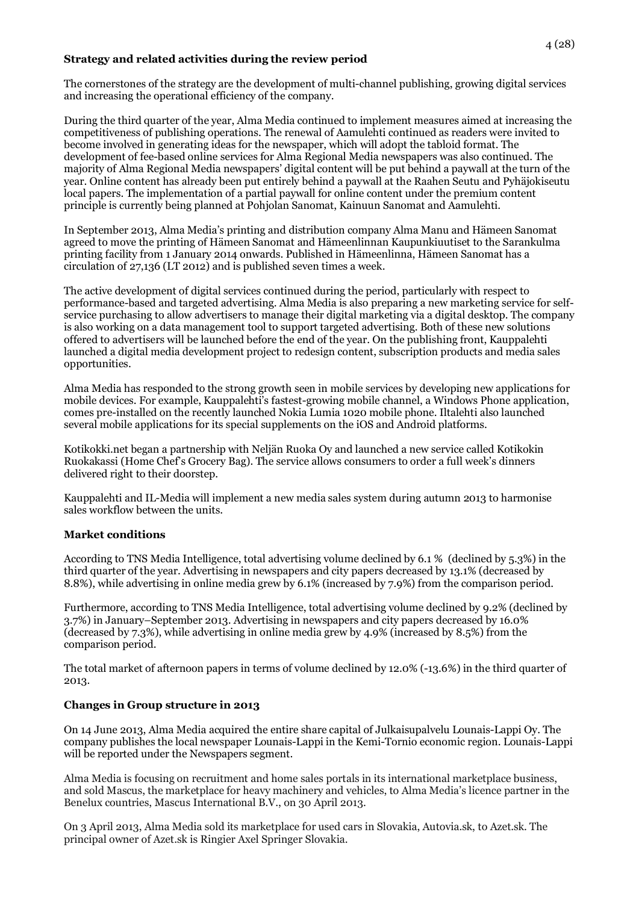## Strategy and related activities during the review period

The cornerstones of the strategy are the development of multi-channel publishing, growing digital services and increasing the operational efficiency of the company.

During the third quarter of the year, Alma Media continued to implement measures aimed at increasing the competitiveness of publishing operations. The renewal of Aamulehti continued as readers were invited to become involved in generating ideas for the newspaper, which will adopt the tabloid format. The development of fee-based online services for Alma Regional Media newspapers was also continued. The majority of Alma Regional Media newspapers' digital content will be put behind a paywall at the turn of the year. Online content has already been put entirely behind a paywall at the Raahen Seutu and Pyhäjokiseutu local papers. The implementation of a partial paywall for online content under the premium content principle is currently being planned at Pohjolan Sanomat, Kainuun Sanomat and Aamulehti.

In September 2013, Alma Media's printing and distribution company Alma Manu and Hämeen Sanomat agreed to move the printing of Hämeen Sanomat and Hämeenlinnan Kaupunkiuutiset to the Sarankulma printing facility from 1 January 2014 onwards. Published in Hämeenlinna, Hämeen Sanomat has a circulation of 27,136 (LT 2012) and is published seven times a week.

The active development of digital services continued during the period, particularly with respect to performance-based and targeted advertising. Alma Media is also preparing a new marketing service for self-service purchasing to allow advertisers to manage their digital marketing via a digital desktop. The company is also working on a data management tool to support targeted advertising. Both of these new solutions offered to advertisers will be launched before the end of the year. On the publishing front, Kauppalehti launched a digital media development project to redesign content, subscription products and media sales opportunities.

Alma Media has responded to the strong growth seen in mobile services by developing new applications for mobile devices. For example, Kauppalehti's fastest-growing mobile channel, a Windows Phone application, comes pre-installed on the recently launched Nokia Lumia 1020 mobile phone. Iltalehti also launched several mobile applications for its special supplements on the iOS and Android platforms.

Kotikokki.net began a partnership with Neljän Ruoka Oy and launched a new service called Kotikokin Ruokakassi (Home Chef's Grocery Bag). The service allows consumers to order a full week's dinners delivered right to their doorstep.

Kauppalehti and IL-Media will implement a new media sales system during autumn 2013 to harmonise sales workflow between the units.

## Market conditions

According to TNS Media Intelligence, total advertising volume declined by 6.1 % (declined by 5.3%) in the third quarter of the year. Advertising in newspapers and city papers decreased by 13.1% (decreased by 8.8%), while advertising in online media grew by 6.1% (increased by 7.9%) from the comparison period.

Furthermore, according to TNS Media Intelligence, total advertising volume declined by 9.2% (declined by 3.7%) in January–September 2013. Advertising in newspapers and city papers decreased by 16.0% (decreased by 7.3%), while advertising in online media grew by 4.9% (increased by 8.5%) from the comparison period.

The total market of afternoon papers in terms of volume declined by 12.0% (-13.6%) in the third quarter of 2013.

## Changes in Group structure in 2013

On 14 June 2013, Alma Media acquired the entire share capital of Julkaisupalvelu Lounais-Lappi Oy. The company publishes the local newspaper Lounais-Lappi in the Kemi-Tornio economic region. Lounais-Lappi will be reported under the Newspapers segment.

Alma Media is focusing on recruitment and home sales portals in its international marketplace business, and sold Mascus, the marketplace for heavy machinery and vehicles, to Alma Media's licence partner in the Benelux countries, Mascus International B.V., on 30 April 2013.

On 3 April 2013, Alma Media sold its marketplace for used cars in Slovakia, Autovia.sk, to Azet.sk. The principal owner of Azet.sk is Ringier Axel Springer Slovakia.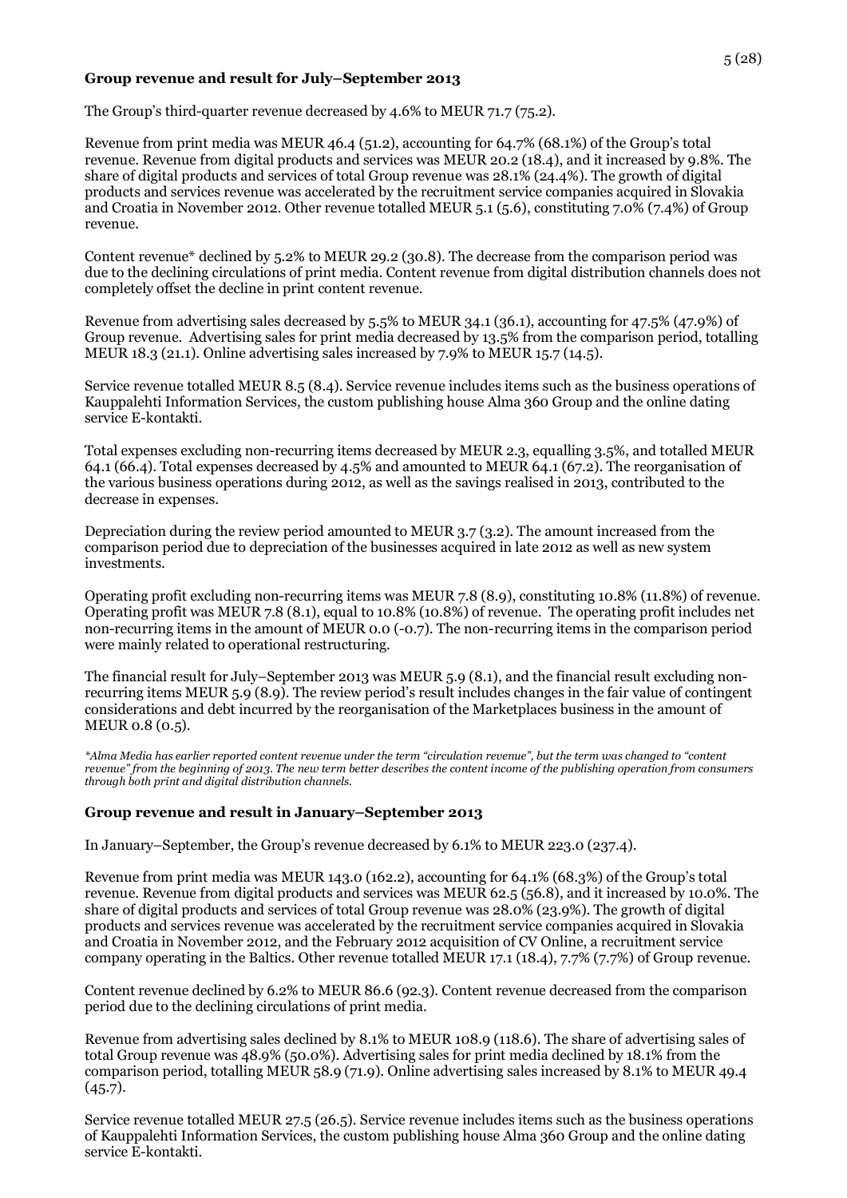### Group revenue and result for July–September 2013

The Group's third-quarter revenue decreased by 4.6% to MEUR 71.7 (75.2).

Revenue from print media was MEUR 46.4 (51.2), accounting for 64.7% (68.1%) of the Group's total revenue. Revenue from digital products and services was MEUR 20.2 (18.4), and it increased by 9.8%. The share of digital products and services of total Group revenue was 28.1% (24.4%). The growth of digital products and services revenue was accelerated by the recruitment service companies acquired in Slovakia and Croatia in November 2012. Other revenue totalled MEUR 5.1 (5.6), constituting 7.0% (7.4%) of Group revenue.

Content revenue* declined by 5.2% to MEUR 29.2 (30.8). The decrease from the comparison period was due to the declining circulations of print media. Content revenue from digital distribution channels does not completely offset the decline in print content revenue.

Revenue from advertising sales decreased by 5.5% to MEUR 34.1 (36.1), accounting for 47.5% (47.9%) of Group revenue. Advertising sales for print media decreased by 13.5% from the comparison period, totalling MEUR 18.3 (21.1). Online advertising sales increased by 7.9% to MEUR 15.7 (14.5).

Service revenue totalled MEUR 8.5 (8.4). Service revenue includes items such as the business operations of Kauppalehti Information Services, the custom publishing house Alma 360 Group and the online dating service E-kontakti.

Total expenses excluding non-recurring items decreased by MEUR 2.3, equalling 3.5%, and totalled MEUR 64.1 (66.4). Total expenses decreased by 4.5% and amounted to MEUR 64.1 (67.2). The reorganisation of the various business operations during 2012, as well as the savings realised in 2013, contributed to the decrease in expenses.

Depreciation during the review period amounted to MEUR 3.7 (3.2). The amount increased from the comparison period due to depreciation of the businesses acquired in late 2012 as well as new system investments.

Operating profit excluding non-recurring items was MEUR 7.8 (8.9), constituting 10.8% (11.8%) of revenue. Operating profit was MEUR 7.8 (8.1), equal to 10.8% (10.8%) of revenue. The operating profit includes net non-recurring items in the amount of MEUR 0.0 (-0.7). The non-recurring items in the comparison period were mainly related to operational restructuring.

The financial result for July–September 2013 was MEUR 5.9 (8.1), and the financial result excluding non-recurring items MEUR 5.9 (8.9). The review period's result includes changes in the fair value of contingent considerations and debt incurred by the reorganisation of the Marketplaces business in the amount of MEUR 0.8 (0.5).

*\*Alma Media has earlier reported content revenue under the term "circulation revenue", but the term was changed to "content revenue" from the beginning of 2013. The new term better describes the content income of the publishing operation from consumers through both print and digital distribution channels.*

### Group revenue and result in January–September 2013

In January–September, the Group's revenue decreased by 6.1% to MEUR 223.0 (237.4).

Revenue from print media was MEUR 143.0 (162.2), accounting for 64.1% (68.3%) of the Group's total revenue. Revenue from digital products and services was MEUR 62.5 (56.8), and it increased by 10.0%. The share of digital products and services of total Group revenue was 28.0% (23.9%). The growth of digital products and services revenue was accelerated by the recruitment service companies acquired in Slovakia and Croatia in November 2012, and the February 2012 acquisition of CV Online, a recruitment service company operating in the Baltics. Other revenue totalled MEUR 17.1 (18.4), 7.7% (7.7%) of Group revenue.

Content revenue declined by 6.2% to MEUR 86.6 (92.3). Content revenue decreased from the comparison period due to the declining circulations of print media.

Revenue from advertising sales declined by 8.1% to MEUR 108.9 (118.6). The share of advertising sales of total Group revenue was 48.9% (50.0%). Advertising sales for print media declined by 18.1% from the comparison period, totalling MEUR 58.9 (71.9). Online advertising sales increased by 8.1% to MEUR 49.4 (45.7).

Service revenue totalled MEUR 27.5 (26.5). Service revenue includes items such as the business operations of Kauppalehti Information Services, the custom publishing house Alma 360 Group and the online dating service E-kontakti.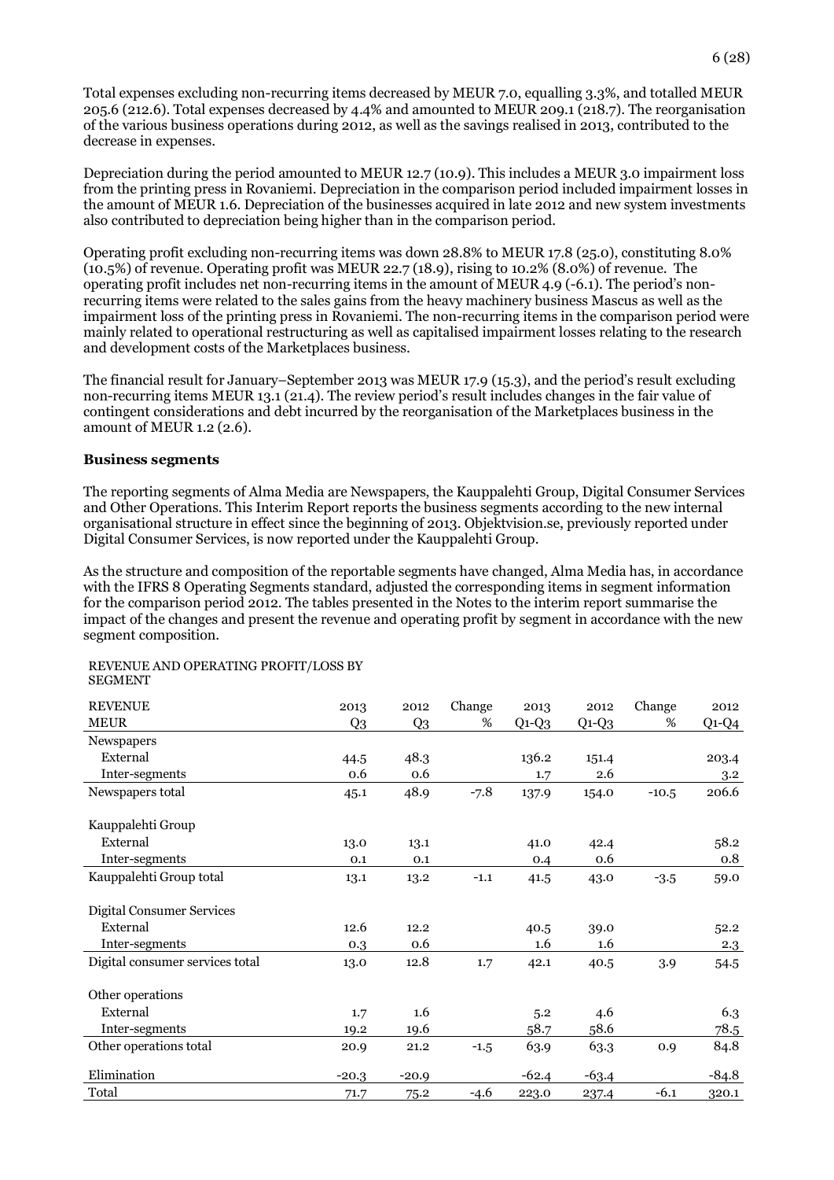Total expenses excluding non-recurring items decreased by MEUR 7.0, equalling 3.3%, and totalled MEUR 205.6 (212.6). Total expenses decreased by 4.4% and amounted to MEUR 209.1 (218.7). The reorganisation of the various business operations during 2012, as well as the savings realised in 2013, contributed to the decrease in expenses.

Depreciation during the period amounted to MEUR 12.7 (10.9). This includes a MEUR 3.0 impairment loss from the printing press in Rovaniemi. Depreciation in the comparison period included impairment losses in the amount of MEUR 1.6. Depreciation of the businesses acquired in late 2012 and new system investments also contributed to depreciation being higher than in the comparison period.

Operating profit excluding non-recurring items was down 28.8% to MEUR 17.8 (25.0), constituting 8.0% (10.5%) of revenue. Operating profit was MEUR 22.7 (18.9), rising to 10.2% (8.0%) of revenue. The operating profit includes net non-recurring items in the amount of MEUR 4.9 (-6.1). The period's non-recurring items were related to the sales gains from the heavy machinery business Mascus as well as the impairment loss of the printing press in Rovaniemi. The non-recurring items in the comparison period were mainly related to operational restructuring as well as capitalised impairment losses relating to the research and development costs of the Marketplaces business.

The financial result for January–September 2013 was MEUR 17.9 (15.3), and the period's result excluding non-recurring items MEUR 13.1 (21.4). The review period's result includes changes in the fair value of contingent considerations and debt incurred by the reorganisation of the Marketplaces business in the amount of MEUR 1.2 (2.6).

**Business segments**

The reporting segments of Alma Media are Newspapers, the Kauppalehti Group, Digital Consumer Services and Other Operations. This Interim Report reports the business segments according to the new internal organisational structure in effect since the beginning of 2013. Objektvision.se, previously reported under Digital Consumer Services, is now reported under the Kauppalehti Group.

As the structure and composition of the reportable segments have changed, Alma Media has, in accordance with the IFRS 8 Operating Segments standard, adjusted the corresponding items in segment information for the comparison period 2012. The tables presented in the Notes to the interim report summarise the impact of the changes and present the revenue and operating profit by segment in accordance with the new segment composition.

REVENUE AND OPERATING PROFIT/LOSS BY SEGMENT

| REVENUE MEUR | 2013 Q3 | 2012 Q3 | Change % | 2013 Q1-Q3 | 2012 Q1-Q3 | Change % | 2012 Q1-Q4 |
|---|---|---|---|---|---|---|---|
| Newspapers | | | | | | | |
| External | 44.5 | 48.3 | | 136.2 | 151.4 | | 203.4 |
| Inter-segments | 0.6 | 0.6 | | 1.7 | 2.6 | | 3.2 |
| Newspapers total | 45.1 | 48.9 | -7.8 | 137.9 | 154.0 | -10.5 | 206.6 |
| Kauppalehti Group | | | | | | | |
| External | 13.0 | 13.1 | | 41.0 | 42.4 | | 58.2 |
| Inter-segments | 0.1 | 0.1 | | 0.4 | 0.6 | | 0.8 |
| Kauppalehti Group total | 13.1 | 13.2 | -1.1 | 41.5 | 43.0 | -3.5 | 59.0 |
| Digital Consumer Services | | | | | | | |
| External | 12.6 | 12.2 | | 40.5 | 39.0 | | 52.2 |
| Inter-segments | 0.3 | 0.6 | | 1.6 | 1.6 | | 2.3 |
| Digital consumer services total | 13.0 | 12.8 | 1.7 | 42.1 | 40.5 | 3.9 | 54.5 |
| Other operations | | | | | | | |
| External | 1.7 | 1.6 | | 5.2 | 4.6 | | 6.3 |
| Inter-segments | 19.2 | 19.6 | | 58.7 | 58.6 | | 78.5 |
| Other operations total | 20.9 | 21.2 | -1.5 | 63.9 | 63.3 | 0.9 | 84.8 |
| Elimination | -20.3 | -20.9 | | -62.4 | -63.4 | | -84.8 |
| Total | 71.7 | 75.2 | -4.6 | 223.0 | 237.4 | -6.1 | 320.1 |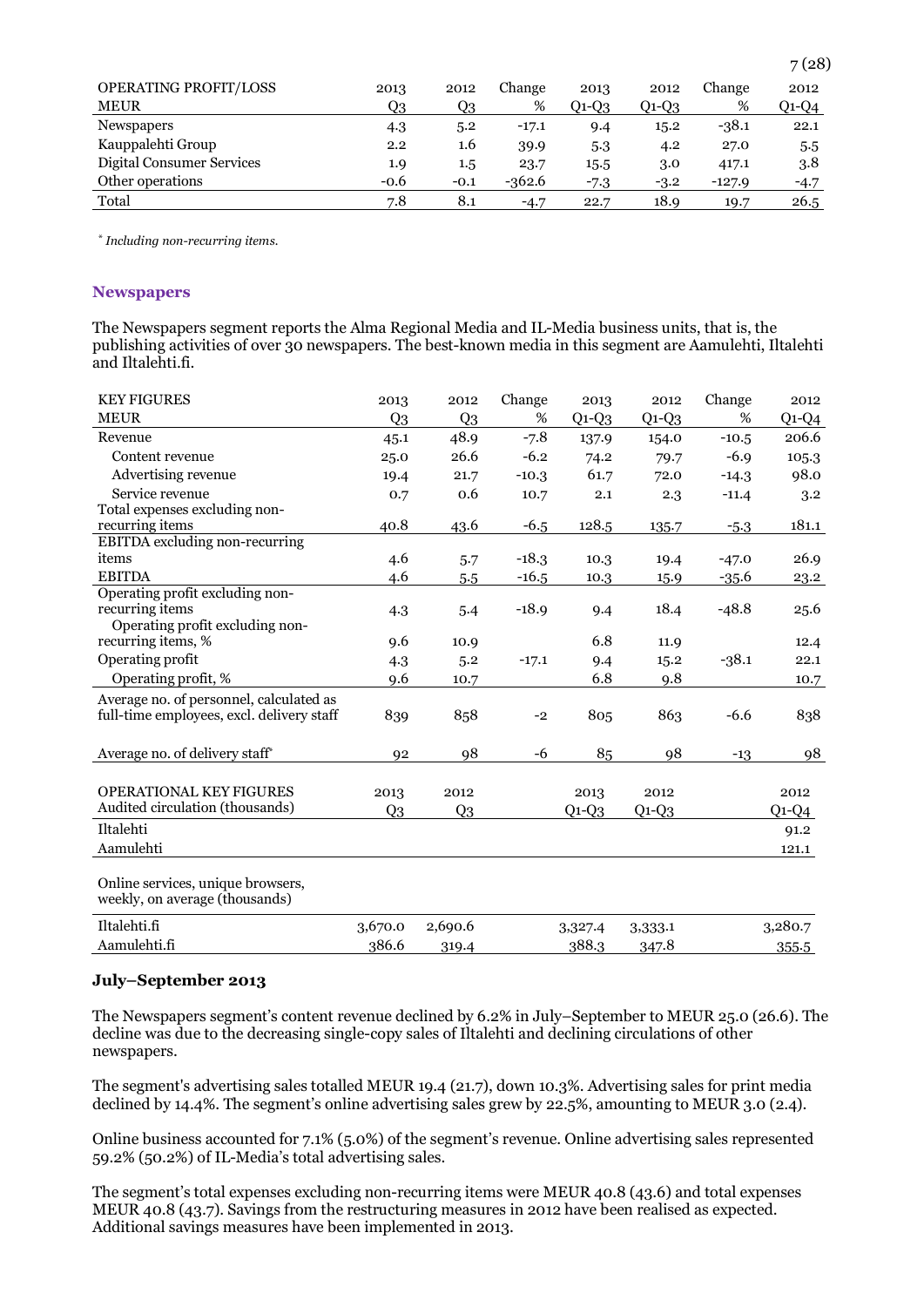| OPERATING PROFIT/LOSS MEUR | 2013 Q3 | 2012 Q3 | Change % | 2013 Q1-Q3 | 2012 Q1-Q3 | Change % | 2012 Q1-Q4 |
|---|---|---|---|---|---|---|---|
| Newspapers | 4.3 | 5.2 | -17.1 | 9.4 | 15.2 | -38.1 | 22.1 |
| Kauppalehti Group | 2.2 | 1.6 | 39.9 | 5.3 | 4.2 | 27.0 | 5.5 |
| Digital Consumer Services | 1.9 | 1.5 | 23.7 | 15.5 | 3.0 | 417.1 | 3.8 |
| Other operations | -0.6 | -0.1 | -362.6 | -7.3 | -3.2 | -127.9 | -4.7 |
| Total | 7.8 | 8.1 | -4.7 | 22.7 | 18.9 | 19.7 | 26.5 |

*\* Including non-recurring items.*

## Newspapers

The Newspapers segment reports the Alma Regional Media and IL-Media business units, that is, the publishing activities of over 30 newspapers. The best-known media in this segment are Aamulehti, Iltalehti and Iltalehti.fi.

| KEY FIGURES MEUR | 2013 Q3 | 2012 Q3 | Change % | 2013 Q1-Q3 | 2012 Q1-Q3 | Change % | 2012 Q1-Q4 |
|---|---|---|---|---|---|---|---|
| Revenue | 45.1 | 48.9 | -7.8 | 137.9 | 154.0 | -10.5 | 206.6 |
| Content revenue | 25.0 | 26.6 | -6.2 | 74.2 | 79.7 | -6.9 | 105.3 |
| Advertising revenue | 19.4 | 21.7 | -10.3 | 61.7 | 72.0 | -14.3 | 98.0 |
| Service revenue | 0.7 | 0.6 | 10.7 | 2.1 | 2.3 | -11.4 | 3.2 |
| Total expenses excluding non-recurring items | 40.8 | 43.6 | -6.5 | 128.5 | 135.7 | -5.3 | 181.1 |
| EBITDA excluding non-recurring items | 4.6 | 5.7 | -18.3 | 10.3 | 19.4 | -47.0 | 26.9 |
| EBITDA | 4.6 | 5.5 | -16.5 | 10.3 | 15.9 | -35.6 | 23.2 |
| Operating profit excluding non-recurring items | 4.3 | 5.4 | -18.9 | 9.4 | 18.4 | -48.8 | 25.6 |
| Operating profit excluding non-recurring items, % | 9.6 | 10.9 | | 6.8 | 11.9 | | 12.4 |
| Operating profit | 4.3 | 5.2 | -17.1 | 9.4 | 15.2 | -38.1 | 22.1 |
| Operating profit, % | 9.6 | 10.7 | | 6.8 | 9.8 | | 10.7 |
| Average no. of personnel, calculated as full-time employees, excl. delivery staff | 839 | 858 | -2 | 805 | 863 | -6.6 | 838 |
| Average no. of delivery staff* | 92 | 98 | -6 | 85 | 98 | -13 | 98 |

| OPERATIONAL KEY FIGURES Audited circulation (thousands) | 2013 Q3 | 2012 Q3 | 2013 Q1-Q3 | 2012 Q1-Q3 | 2012 Q1-Q4 |
|---|---|---|---|---|---|
| Iltalehti | | | | | 91.2 |
| Aamulehti | | | | | 121.1 |
| Online services, unique browsers, weekly, on average (thousands) | | | | | |
| Iltalehti.fi | 3,670.0 | 2,690.6 | 3,327.4 | 3,333.1 | 3,280.7 |
| Aamulehti.fi | 386.6 | 319.4 | 388.3 | 347.8 | 355.5 |

### July–September 2013

The Newspapers segment's content revenue declined by 6.2% in July–September to MEUR 25.0 (26.6). The decline was due to the decreasing single-copy sales of Iltalehti and declining circulations of other newspapers.

The segment's advertising sales totalled MEUR 19.4 (21.7), down 10.3%. Advertising sales for print media declined by 14.4%. The segment's online advertising sales grew by 22.5%, amounting to MEUR 3.0 (2.4).

Online business accounted for 7.1% (5.0%) of the segment's revenue. Online advertising sales represented 59.2% (50.2%) of IL-Media's total advertising sales.

The segment's total expenses excluding non-recurring items were MEUR 40.8 (43.6) and total expenses MEUR 40.8 (43.7). Savings from the restructuring measures in 2012 have been realised as expected. Additional savings measures have been implemented in 2013.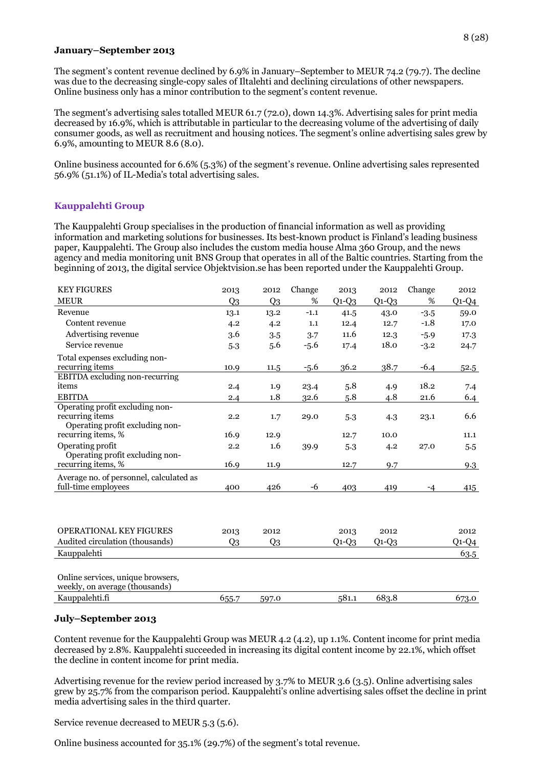**January–September 2013**

The segment's content revenue declined by 6.9% in January–September to MEUR 74.2 (79.7). The decline was due to the decreasing single-copy sales of Iltalehti and declining circulations of other newspapers. Online business only has a minor contribution to the segment's content revenue.

The segment's advertising sales totalled MEUR 61.7 (72.0), down 14.3%. Advertising sales for print media decreased by 16.9%, which is attributable in particular to the decreasing volume of the advertising of daily consumer goods, as well as recruitment and housing notices. The segment's online advertising sales grew by 6.9%, amounting to MEUR 8.6 (8.0).

Online business accounted for 6.6% (5.3%) of the segment's revenue. Online advertising sales represented 56.9% (51.1%) of IL-Media's total advertising sales.

## Kauppalehti Group

The Kauppalehti Group specialises in the production of financial information as well as providing information and marketing solutions for businesses. Its best-known product is Finland's leading business paper, Kauppalehti. The Group also includes the custom media house Alma 360 Group, and the news agency and media monitoring unit BNS Group that operates in all of the Baltic countries. Starting from the beginning of 2013, the digital service Objektvision.se has been reported under the Kauppalehti Group.

| KEY FIGURES<br>MEUR | 2013<br>Q3 | 2012<br>Q3 | Change<br>% | 2013<br>Q1-Q3 | 2012<br>Q1-Q3 | Change<br>% | 2012<br>Q1-Q4 |
|---|---|---|---|---|---|---|---|
| Revenue | 13.1 | 13.2 | -1.1 | 41.5 | 43.0 | -3.5 | 59.0 |
| Content revenue | 4.2 | 4.2 | 1.1 | 12.4 | 12.7 | -1.8 | 17.0 |
| Advertising revenue | 3.6 | 3.5 | 3.7 | 11.6 | 12.3 | -5.9 | 17.3 |
| Service revenue | 5.3 | 5.6 | -5.6 | 17.4 | 18.0 | -3.2 | 24.7 |
| Total expenses excluding non-recurring items | 10.9 | 11.5 | -5.6 | 36.2 | 38.7 | -6.4 | 52.5 |
| EBITDA excluding non-recurring items | 2.4 | 1.9 | 23.4 | 5.8 | 4.9 | 18.2 | 7.4 |
| EBITDA | 2.4 | 1.8 | 32.6 | 5.8 | 4.8 | 21.6 | 6.4 |
| Operating profit excluding non-recurring items | 2.2 | 1.7 | 29.0 | 5.3 | 4.3 | 23.1 | 6.6 |
| Operating profit excluding non-recurring items, % | 16.9 | 12.9 | | 12.7 | 10.0 | | 11.1 |
| Operating profit | 2.2 | 1.6 | 39.9 | 5.3 | 4.2 | 27.0 | 5.5 |
| Operating profit excluding non-recurring items, % | 16.9 | 11.9 | | 12.7 | 9.7 | | 9.3 |
| Average no. of personnel, calculated as full-time employees | 400 | 426 | -6 | 403 | 419 | -4 | 415 |

| OPERATIONAL KEY FIGURES<br>Audited circulation (thousands) | 2013<br>Q3 | 2012<br>Q3 | 2013<br>Q1-Q3 | 2012<br>Q1-Q3 | 2012<br>Q1-Q4 |
|---|---|---|---|---|---|
| Kauppalehti | | | | | 63.5 |
| Online services, unique browsers, weekly, on average (thousands) | | | | | |
| Kauppalehti.fi | 655.7 | 597.0 | 581.1 | 683.8 | 673.0 |

**July–September 2013**

Content revenue for the Kauppalehti Group was MEUR 4.2 (4.2), up 1.1%. Content income for print media decreased by 2.8%. Kauppalehti succeeded in increasing its digital content income by 22.1%, which offset the decline in content income for print media.

Advertising revenue for the review period increased by 3.7% to MEUR 3.6 (3.5). Online advertising sales grew by 25.7% from the comparison period. Kauppalehti's online advertising sales offset the decline in print media advertising sales in the third quarter.

Service revenue decreased to MEUR 5.3 (5.6).

Online business accounted for 35.1% (29.7%) of the segment's total revenue.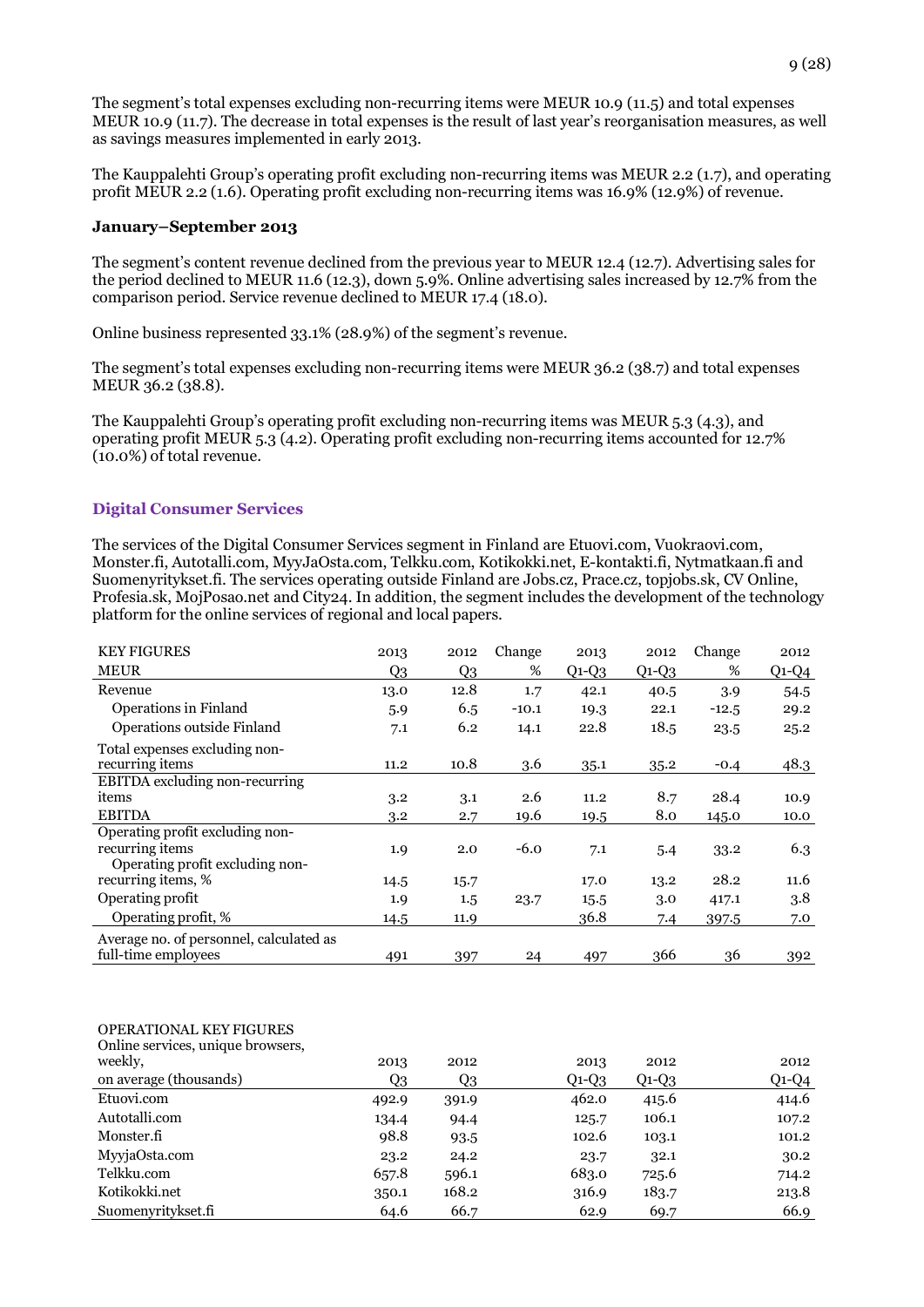The segment's total expenses excluding non-recurring items were MEUR 10.9 (11.5) and total expenses MEUR 10.9 (11.7). The decrease in total expenses is the result of last year's reorganisation measures, as well as savings measures implemented in early 2013.

The Kauppalehti Group's operating profit excluding non-recurring items was MEUR 2.2 (1.7), and operating profit MEUR 2.2 (1.6). Operating profit excluding non-recurring items was 16.9% (12.9%) of revenue.

**January–September 2013**

The segment's content revenue declined from the previous year to MEUR 12.4 (12.7). Advertising sales for the period declined to MEUR 11.6 (12.3), down 5.9%. Online advertising sales increased by 12.7% from the comparison period. Service revenue declined to MEUR 17.4 (18.0).

Online business represented 33.1% (28.9%) of the segment's revenue.

The segment's total expenses excluding non-recurring items were MEUR 36.2 (38.7) and total expenses MEUR 36.2 (38.8).

The Kauppalehti Group's operating profit excluding non-recurring items was MEUR 5.3 (4.3), and operating profit MEUR 5.3 (4.2). Operating profit excluding non-recurring items accounted for 12.7% (10.0%) of total revenue.

## Digital Consumer Services

The services of the Digital Consumer Services segment in Finland are Etuovi.com, Vuokraovi.com, Monster.fi, Autotalli.com, MyyJaOsta.com, Telkku.com, Kotikokki.net, E-kontakti.fi, Nytmatkaan.fi and Suomenyritykset.fi. The services operating outside Finland are Jobs.cz, Prace.cz, topjobs.sk, CV Online, Profesia.sk, MojPosao.net and City24. In addition, the segment includes the development of the technology platform for the online services of regional and local papers.

| KEY FIGURES | 2013 | 2012 | Change | 2013 | 2012 | Change | 2012 |
|---|---|---|---|---|---|---|---|
| MEUR | Q3 | Q3 | % | Q1-Q3 | Q1-Q3 | % | Q1-Q4 |
| Revenue | 13.0 | 12.8 | 1.7 | 42.1 | 40.5 | 3.9 | 54.5 |
| Operations in Finland | 5.9 | 6.5 | -10.1 | 19.3 | 22.1 | -12.5 | 29.2 |
| Operations outside Finland | 7.1 | 6.2 | 14.1 | 22.8 | 18.5 | 23.5 | 25.2 |
| Total expenses excluding non-recurring items | 11.2 | 10.8 | 3.6 | 35.1 | 35.2 | -0.4 | 48.3 |
| EBITDA excluding non-recurring items | 3.2 | 3.1 | 2.6 | 11.2 | 8.7 | 28.4 | 10.9 |
| EBITDA | 3.2 | 2.7 | 19.6 | 19.5 | 8.0 | 145.0 | 10.0 |
| Operating profit excluding non-recurring items | 1.9 | 2.0 | -6.0 | 7.1 | 5.4 | 33.2 | 6.3 |
| Operating profit excluding non-recurring items, % | 14.5 | 15.7 | | 17.0 | 13.2 | 28.2 | 11.6 |
| Operating profit | 1.9 | 1.5 | 23.7 | 15.5 | 3.0 | 417.1 | 3.8 |
| Operating profit, % | 14.5 | 11.9 | | 36.8 | 7.4 | 397.5 | 7.0 |
| Average no. of personnel, calculated as full-time employees | 491 | 397 | 24 | 497 | 366 | 36 | 392 |

| OPERATIONAL KEY FIGURES<br>Online services, unique browsers, weekly, on average (thousands) | 2013<br>Q3 | 2012<br>Q3 | 2013<br>Q1-Q3 | 2012<br>Q1-Q3 | 2012<br>Q1-Q4 |
|---|---|---|---|---|---|
| Etuovi.com | 492.9 | 391.9 | 462.0 | 415.6 | 414.6 |
| Autotalli.com | 134.4 | 94.4 | 125.7 | 106.1 | 107.2 |
| Monster.fi | 98.8 | 93.5 | 102.6 | 103.1 | 101.2 |
| MyyjaOsta.com | 23.2 | 24.2 | 23.7 | 32.1 | 30.2 |
| Telkku.com | 657.8 | 596.1 | 683.0 | 725.6 | 714.2 |
| Kotikokki.net | 350.1 | 168.2 | 316.9 | 183.7 | 213.8 |
| Suomenyritykset.fi | 64.6 | 66.7 | 62.9 | 69.7 | 66.9 |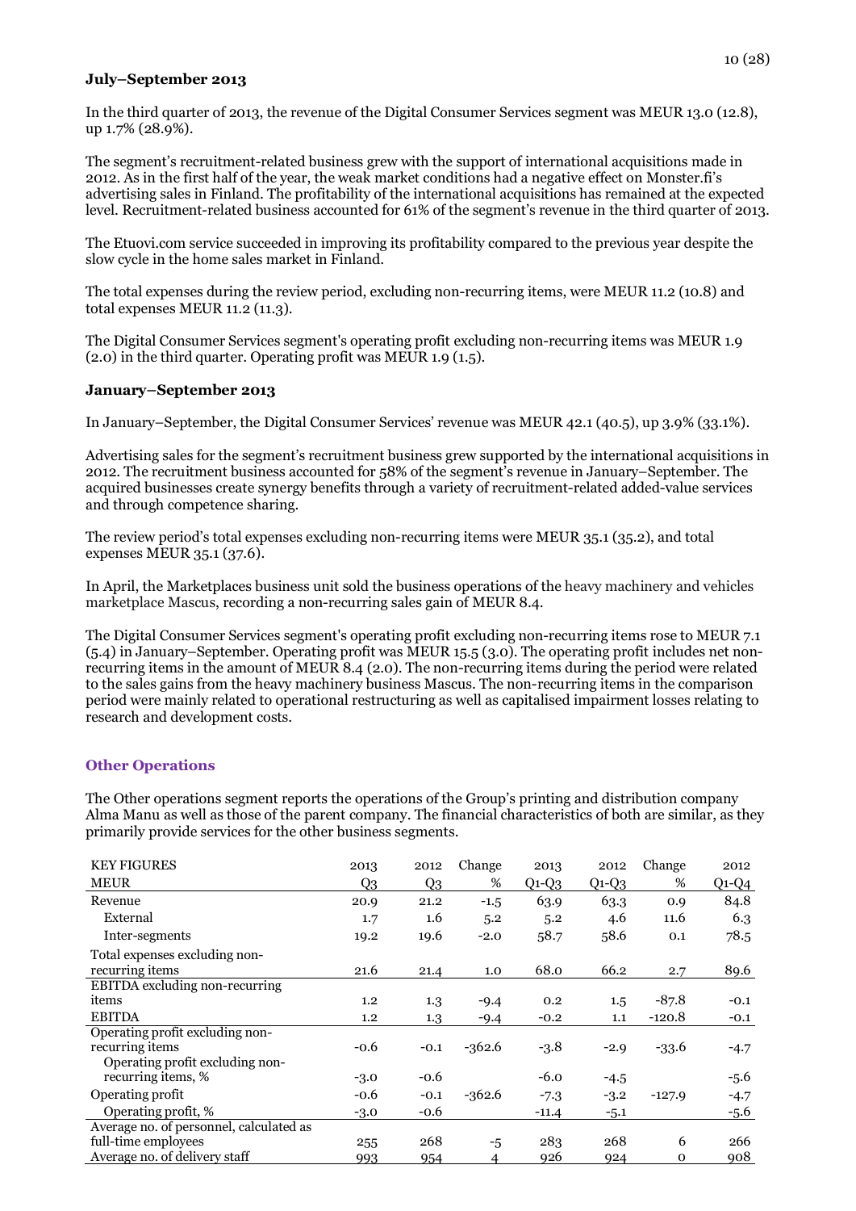**July–September 2013**

In the third quarter of 2013, the revenue of the Digital Consumer Services segment was MEUR 13.0 (12.8), up 1.7% (28.9%).

The segment's recruitment-related business grew with the support of international acquisitions made in 2012. As in the first half of the year, the weak market conditions had a negative effect on Monster.fi's advertising sales in Finland. The profitability of the international acquisitions has remained at the expected level. Recruitment-related business accounted for 61% of the segment's revenue in the third quarter of 2013.

The Etuovi.com service succeeded in improving its profitability compared to the previous year despite the slow cycle in the home sales market in Finland.

The total expenses during the review period, excluding non-recurring items, were MEUR 11.2 (10.8) and total expenses MEUR 11.2 (11.3).

The Digital Consumer Services segment's operating profit excluding non-recurring items was MEUR 1.9 (2.0) in the third quarter. Operating profit was MEUR 1.9 (1.5).

**January–September 2013**

In January–September, the Digital Consumer Services' revenue was MEUR 42.1 (40.5), up 3.9% (33.1%).

Advertising sales for the segment's recruitment business grew supported by the international acquisitions in 2012. The recruitment business accounted for 58% of the segment's revenue in January–September. The acquired businesses create synergy benefits through a variety of recruitment-related added-value services and through competence sharing.

The review period's total expenses excluding non-recurring items were MEUR 35.1 (35.2), and total expenses MEUR 35.1 (37.6).

In April, the Marketplaces business unit sold the business operations of the heavy machinery and vehicles marketplace Mascus, recording a non-recurring sales gain of MEUR 8.4.

The Digital Consumer Services segment's operating profit excluding non-recurring items rose to MEUR 7.1 (5.4) in January–September. Operating profit was MEUR 15.5 (3.0). The operating profit includes net non-recurring items in the amount of MEUR 8.4 (2.0). The non-recurring items during the period were related to the sales gains from the heavy machinery business Mascus. The non-recurring items in the comparison period were mainly related to operational restructuring as well as capitalised impairment losses relating to research and development costs.

## Other Operations

The Other operations segment reports the operations of the Group's printing and distribution company Alma Manu as well as those of the parent company. The financial characteristics of both are similar, as they primarily provide services for the other business segments.

| KEY FIGURES | 2013 | 2012 | Change | 2013 | 2012 | Change | 2012 |
|---|---|---|---|---|---|---|---|
| MEUR | Q3 | Q3 | % | Q1-Q3 | Q1-Q3 | % | Q1-Q4 |
| Revenue | 20.9 | 21.2 | -1.5 | 63.9 | 63.3 | 0.9 | 84.8 |
| External | 1.7 | 1.6 | 5.2 | 5.2 | 4.6 | 11.6 | 6.3 |
| Inter-segments | 19.2 | 19.6 | -2.0 | 58.7 | 58.6 | 0.1 | 78.5 |
| Total expenses excluding non-recurring items | 21.6 | 21.4 | 1.0 | 68.0 | 66.2 | 2.7 | 89.6 |
| EBITDA excluding non-recurring items | 1.2 | 1.3 | -9.4 | 0.2 | 1.5 | -87.8 | -0.1 |
| EBITDA | 1.2 | 1.3 | -9.4 | -0.2 | 1.1 | -120.8 | -0.1 |
| Operating profit excluding non-recurring items | -0.6 | -0.1 | -362.6 | -3.8 | -2.9 | -33.6 | -4.7 |
| Operating profit excluding non-recurring items, % | -3.0 | -0.6 | | -6.0 | -4.5 | | -5.6 |
| Operating profit | -0.6 | -0.1 | -362.6 | -7.3 | -3.2 | -127.9 | -4.7 |
| Operating profit, % | -3.0 | -0.6 | | -11.4 | -5.1 | | -5.6 |
| Average no. of personnel, calculated as full-time employees | 255 | 268 | -5 | 283 | 268 | 6 | 266 |
| Average no. of delivery staff | 993 | 954 | 4 | 926 | 924 | 0 | 908 |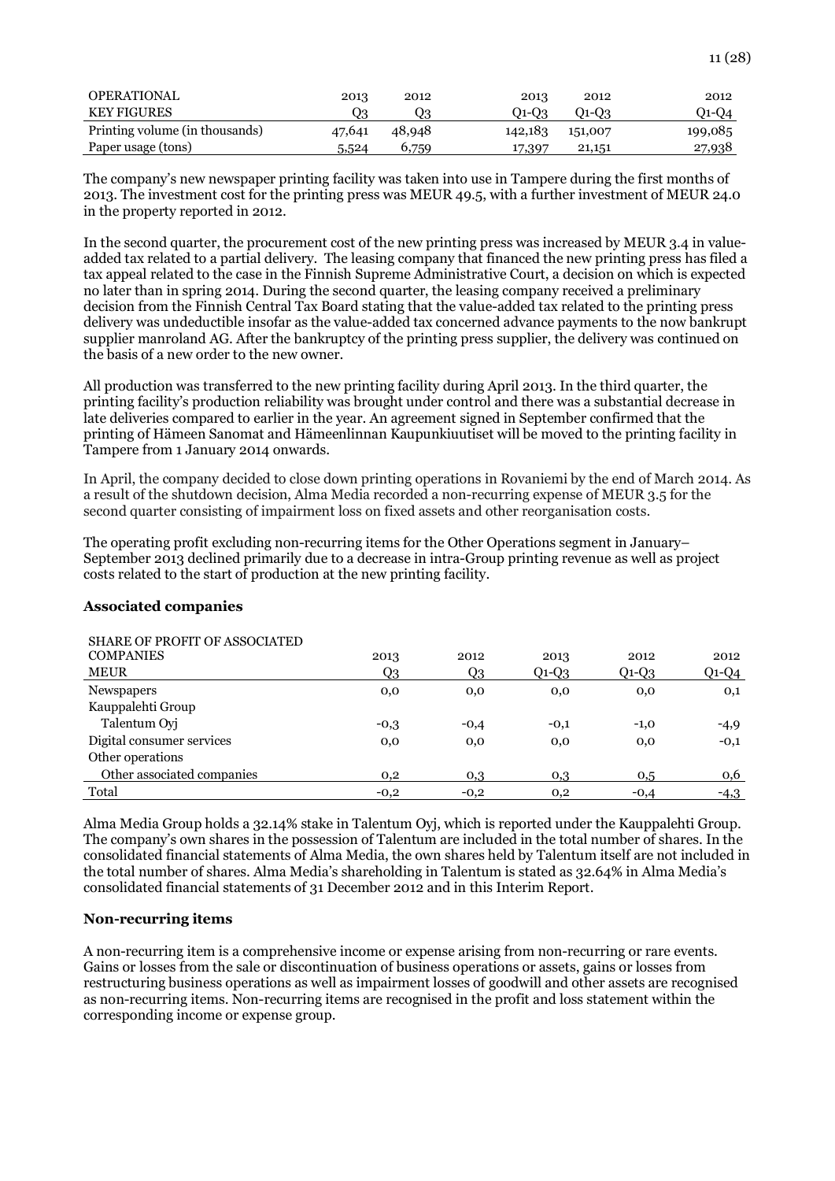| OPERATIONAL KEY FIGURES | 2013 Q3 | 2012 Q3 | 2013 Q1-Q3 | 2012 Q1-Q3 | 2012 Q1-Q4 |
|---|---|---|---|---|---|
| Printing volume (in thousands) | 47,641 | 48,948 | 142,183 | 151,007 | 199,085 |
| Paper usage (tons) | 5,524 | 6,759 | 17,397 | 21,151 | 27,938 |

The company's new newspaper printing facility was taken into use in Tampere during the first months of 2013. The investment cost for the printing press was MEUR 49.5, with a further investment of MEUR 24.0 in the property reported in 2012.

In the second quarter, the procurement cost of the new printing press was increased by MEUR 3.4 in value-added tax related to a partial delivery. The leasing company that financed the new printing press has filed a tax appeal related to the case in the Finnish Supreme Administrative Court, a decision on which is expected no later than in spring 2014. During the second quarter, the leasing company received a preliminary decision from the Finnish Central Tax Board stating that the value-added tax related to the printing press delivery was undeductible insofar as the value-added tax concerned advance payments to the now bankrupt supplier manroland AG. After the bankruptcy of the printing press supplier, the delivery was continued on the basis of a new order to the new owner.

All production was transferred to the new printing facility during April 2013. In the third quarter, the printing facility's production reliability was brought under control and there was a substantial decrease in late deliveries compared to earlier in the year. An agreement signed in September confirmed that the printing of Hämeen Sanomat and Hämeenlinnan Kaupunkiuutiset will be moved to the printing facility in Tampere from 1 January 2014 onwards.

In April, the company decided to close down printing operations in Rovaniemi by the end of March 2014. As a result of the shutdown decision, Alma Media recorded a non-recurring expense of MEUR 3.5 for the second quarter consisting of impairment loss on fixed assets and other reorganisation costs.

The operating profit excluding non-recurring items for the Other Operations segment in January–September 2013 declined primarily due to a decrease in intra-Group printing revenue as well as project costs related to the start of production at the new printing facility.

## Associated companies

| SHARE OF PROFIT OF ASSOCIATED COMPANIES MEUR | 2013 Q3 | 2012 Q3 | 2013 Q1-Q3 | 2012 Q1-Q3 | 2012 Q1-Q4 |
|---|---|---|---|---|---|
| Newspapers | 0,0 | 0,0 | 0,0 | 0,0 | 0,1 |
| Kauppalehti Group | | | | | |
| Talentum Oyj | -0,3 | -0,4 | -0,1 | -1,0 | -4,9 |
| Digital consumer services | 0,0 | 0,0 | 0,0 | 0,0 | -0,1 |
| Other operations | | | | | |
| Other associated companies | 0,2 | 0,3 | 0,3 | 0,5 | 0,6 |
| Total | -0,2 | -0,2 | 0,2 | -0,4 | -4,3 |

Alma Media Group holds a 32.14% stake in Talentum Oyj, which is reported under the Kauppalehti Group. The company's own shares in the possession of Talentum are included in the total number of shares. In the consolidated financial statements of Alma Media, the own shares held by Talentum itself are not included in the total number of shares. Alma Media's shareholding in Talentum is stated as 32.64% in Alma Media's consolidated financial statements of 31 December 2012 and in this Interim Report.

## Non-recurring items

A non-recurring item is a comprehensive income or expense arising from non-recurring or rare events. Gains or losses from the sale or discontinuation of business operations or assets, gains or losses from restructuring business operations as well as impairment losses of goodwill and other assets are recognised as non-recurring items. Non-recurring items are recognised in the profit and loss statement within the corresponding income or expense group.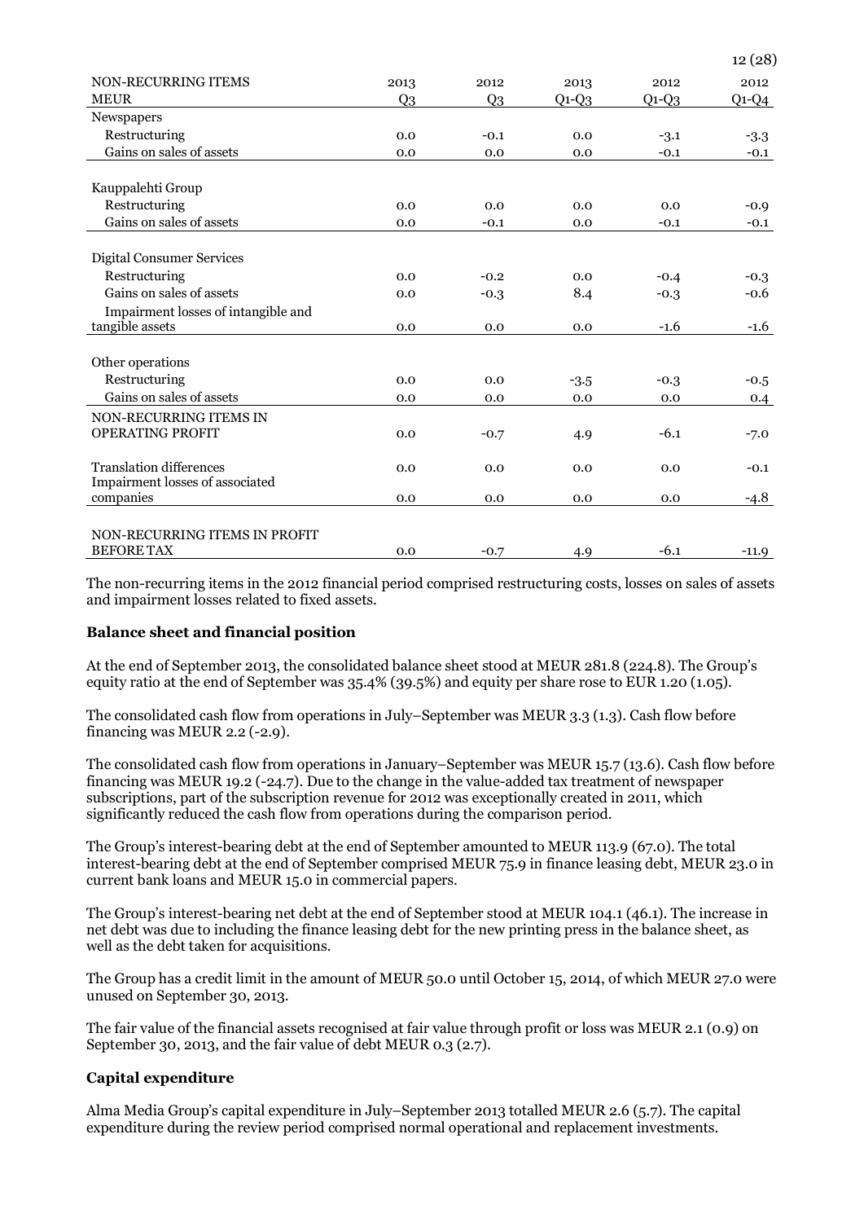| NON-RECURRING ITEMS | 2013 | 2012 | 2013 | 2012 | 2012 |
|---|---|---|---|---|---|
| MEUR | Q3 | Q3 | Q1-Q3 | Q1-Q3 | Q1-Q4 |
| Newspapers | | | | | |
| Restructuring | 0.0 | -0.1 | 0.0 | -3.1 | -3.3 |
| Gains on sales of assets | 0.0 | 0.0 | 0.0 | -0.1 | -0.1 |
| Kauppalehti Group | | | | | |
| Restructuring | 0.0 | 0.0 | 0.0 | 0.0 | -0.9 |
| Gains on sales of assets | 0.0 | -0.1 | 0.0 | -0.1 | -0.1 |
| Digital Consumer Services | | | | | |
| Restructuring | 0.0 | -0.2 | 0.0 | -0.4 | -0.3 |
| Gains on sales of assets | 0.0 | -0.3 | 8.4 | -0.3 | -0.6 |
| Impairment losses of intangible and tangible assets | 0.0 | 0.0 | 0.0 | -1.6 | -1.6 |
| Other operations | | | | | |
| Restructuring | 0.0 | 0.0 | -3.5 | -0.3 | -0.5 |
| Gains on sales of assets | 0.0 | 0.0 | 0.0 | 0.0 | 0.4 |
| NON-RECURRING ITEMS IN OPERATING PROFIT | 0.0 | -0.7 | 4.9 | -6.1 | -7.0 |
| Translation differences | 0.0 | 0.0 | 0.0 | 0.0 | -0.1 |
| Impairment losses of associated companies | 0.0 | 0.0 | 0.0 | 0.0 | -4.8 |
| NON-RECURRING ITEMS IN PROFIT BEFORE TAX | 0.0 | -0.7 | 4.9 | -6.1 | -11.9 |

The non-recurring items in the 2012 financial period comprised restructuring costs, losses on sales of assets and impairment losses related to fixed assets.

**Balance sheet and financial position**

At the end of September 2013, the consolidated balance sheet stood at MEUR 281.8 (224.8). The Group's equity ratio at the end of September was 35.4% (39.5%) and equity per share rose to EUR 1.20 (1.05).

The consolidated cash flow from operations in July–September was MEUR 3.3 (1.3). Cash flow before financing was MEUR 2.2 (-2.9).

The consolidated cash flow from operations in January–September was MEUR 15.7 (13.6). Cash flow before financing was MEUR 19.2 (-24.7). Due to the change in the value-added tax treatment of newspaper subscriptions, part of the subscription revenue for 2012 was exceptionally created in 2011, which significantly reduced the cash flow from operations during the comparison period.

The Group's interest-bearing debt at the end of September amounted to MEUR 113.9 (67.0). The total interest-bearing debt at the end of September comprised MEUR 75.9 in finance leasing debt, MEUR 23.0 in current bank loans and MEUR 15.0 in commercial papers.

The Group's interest-bearing net debt at the end of September stood at MEUR 104.1 (46.1). The increase in net debt was due to including the finance leasing debt for the new printing press in the balance sheet, as well as the debt taken for acquisitions.

The Group has a credit limit in the amount of MEUR 50.0 until October 15, 2014, of which MEUR 27.0 were unused on September 30, 2013.

The fair value of the financial assets recognised at fair value through profit or loss was MEUR 2.1 (0.9) on September 30, 2013, and the fair value of debt MEUR 0.3 (2.7).

**Capital expenditure**

Alma Media Group's capital expenditure in July–September 2013 totalled MEUR 2.6 (5.7). The capital expenditure during the review period comprised normal operational and replacement investments.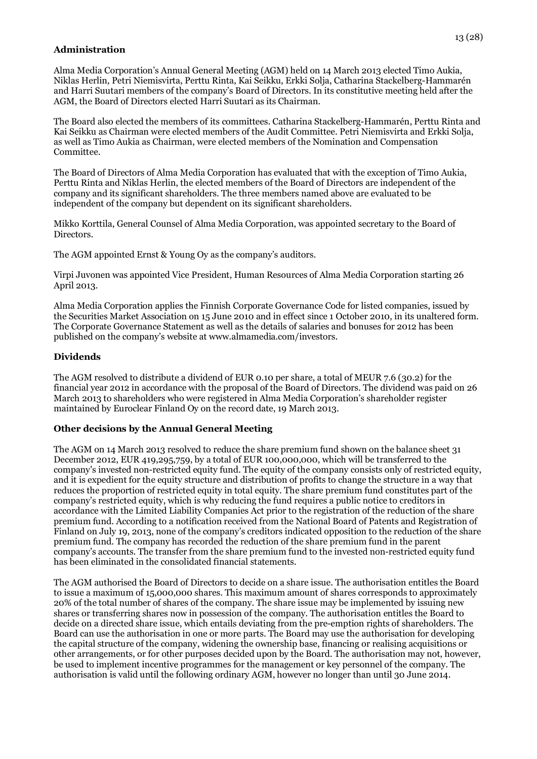## Administration

Alma Media Corporation's Annual General Meeting (AGM) held on 14 March 2013 elected Timo Aukia, Niklas Herlin, Petri Niemisvirta, Perttu Rinta, Kai Seikku, Erkki Solja, Catharina Stackelberg-Hammarén and Harri Suutari members of the company's Board of Directors. In its constitutive meeting held after the AGM, the Board of Directors elected Harri Suutari as its Chairman.

The Board also elected the members of its committees. Catharina Stackelberg-Hammarén, Perttu Rinta and Kai Seikku as Chairman were elected members of the Audit Committee. Petri Niemisvirta and Erkki Solja, as well as Timo Aukia as Chairman, were elected members of the Nomination and Compensation Committee.

The Board of Directors of Alma Media Corporation has evaluated that with the exception of Timo Aukia, Perttu Rinta and Niklas Herlin, the elected members of the Board of Directors are independent of the company and its significant shareholders. The three members named above are evaluated to be independent of the company but dependent on its significant shareholders.

Mikko Korttila, General Counsel of Alma Media Corporation, was appointed secretary to the Board of Directors.

The AGM appointed Ernst & Young Oy as the company's auditors.

Virpi Juvonen was appointed Vice President, Human Resources of Alma Media Corporation starting 26 April 2013.

Alma Media Corporation applies the Finnish Corporate Governance Code for listed companies, issued by the Securities Market Association on 15 June 2010 and in effect since 1 October 2010, in its unaltered form. The Corporate Governance Statement as well as the details of salaries and bonuses for 2012 has been published on the company's website at www.almamedia.com/investors.

## Dividends

The AGM resolved to distribute a dividend of EUR 0.10 per share, a total of MEUR 7.6 (30.2) for the financial year 2012 in accordance with the proposal of the Board of Directors. The dividend was paid on 26 March 2013 to shareholders who were registered in Alma Media Corporation's shareholder register maintained by Euroclear Finland Oy on the record date, 19 March 2013.

## Other decisions by the Annual General Meeting

The AGM on 14 March 2013 resolved to reduce the share premium fund shown on the balance sheet 31 December 2012, EUR 419,295,759, by a total of EUR 100,000,000, which will be transferred to the company's invested non-restricted equity fund. The equity of the company consists only of restricted equity, and it is expedient for the equity structure and distribution of profits to change the structure in a way that reduces the proportion of restricted equity in total equity. The share premium fund constitutes part of the company's restricted equity, which is why reducing the fund requires a public notice to creditors in accordance with the Limited Liability Companies Act prior to the registration of the reduction of the share premium fund. According to a notification received from the National Board of Patents and Registration of Finland on July 19, 2013, none of the company's creditors indicated opposition to the reduction of the share premium fund. The company has recorded the reduction of the share premium fund in the parent company's accounts. The transfer from the share premium fund to the invested non-restricted equity fund has been eliminated in the consolidated financial statements.

The AGM authorised the Board of Directors to decide on a share issue. The authorisation entitles the Board to issue a maximum of 15,000,000 shares. This maximum amount of shares corresponds to approximately 20% of the total number of shares of the company. The share issue may be implemented by issuing new shares or transferring shares now in possession of the company. The authorisation entitles the Board to decide on a directed share issue, which entails deviating from the pre-emption rights of shareholders. The Board can use the authorisation in one or more parts. The Board may use the authorisation for developing the capital structure of the company, widening the ownership base, financing or realising acquisitions or other arrangements, or for other purposes decided upon by the Board. The authorisation may not, however, be used to implement incentive programmes for the management or key personnel of the company. The authorisation is valid until the following ordinary AGM, however no longer than until 30 June 2014.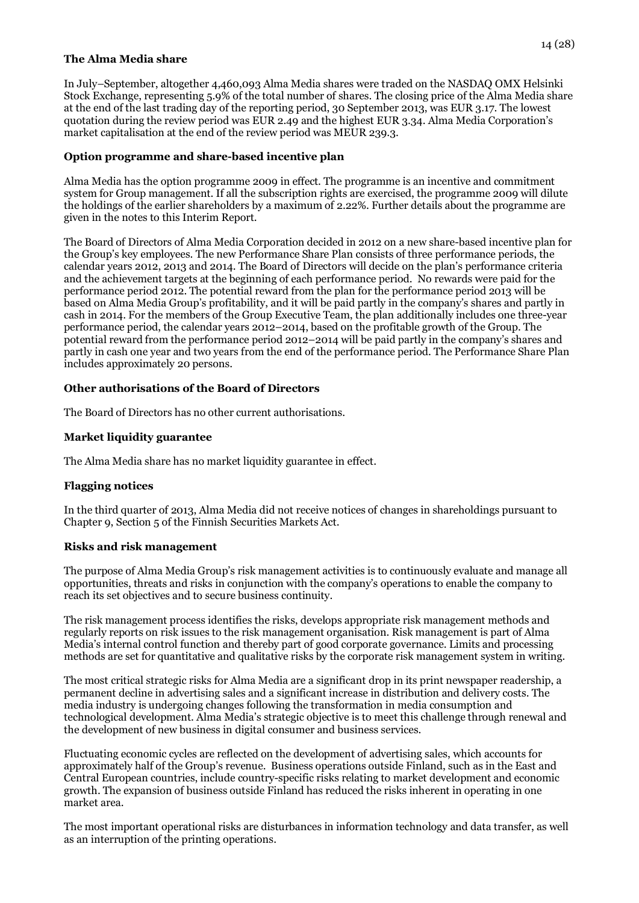### The Alma Media share

In July–September, altogether 4,460,093 Alma Media shares were traded on the NASDAQ OMX Helsinki Stock Exchange, representing 5.9% of the total number of shares. The closing price of the Alma Media share at the end of the last trading day of the reporting period, 30 September 2013, was EUR 3.17. The lowest quotation during the review period was EUR 2.49 and the highest EUR 3.34. Alma Media Corporation's market capitalisation at the end of the review period was MEUR 239.3.

### Option programme and share-based incentive plan

Alma Media has the option programme 2009 in effect. The programme is an incentive and commitment system for Group management. If all the subscription rights are exercised, the programme 2009 will dilute the holdings of the earlier shareholders by a maximum of 2.22%. Further details about the programme are given in the notes to this Interim Report.

The Board of Directors of Alma Media Corporation decided in 2012 on a new share-based incentive plan for the Group's key employees. The new Performance Share Plan consists of three performance periods, the calendar years 2012, 2013 and 2014. The Board of Directors will decide on the plan's performance criteria and the achievement targets at the beginning of each performance period. No rewards were paid for the performance period 2012. The potential reward from the plan for the performance period 2013 will be based on Alma Media Group's profitability, and it will be paid partly in the company's shares and partly in cash in 2014. For the members of the Group Executive Team, the plan additionally includes one three-year performance period, the calendar years 2012–2014, based on the profitable growth of the Group. The potential reward from the performance period 2012–2014 will be paid partly in the company's shares and partly in cash one year and two years from the end of the performance period. The Performance Share Plan includes approximately 20 persons.

### Other authorisations of the Board of Directors

The Board of Directors has no other current authorisations.

### Market liquidity guarantee

The Alma Media share has no market liquidity guarantee in effect.

### Flagging notices

In the third quarter of 2013, Alma Media did not receive notices of changes in shareholdings pursuant to Chapter 9, Section 5 of the Finnish Securities Markets Act.

### Risks and risk management

The purpose of Alma Media Group's risk management activities is to continuously evaluate and manage all opportunities, threats and risks in conjunction with the company's operations to enable the company to reach its set objectives and to secure business continuity.

The risk management process identifies the risks, develops appropriate risk management methods and regularly reports on risk issues to the risk management organisation. Risk management is part of Alma Media's internal control function and thereby part of good corporate governance. Limits and processing methods are set for quantitative and qualitative risks by the corporate risk management system in writing.

The most critical strategic risks for Alma Media are a significant drop in its print newspaper readership, a permanent decline in advertising sales and a significant increase in distribution and delivery costs. The media industry is undergoing changes following the transformation in media consumption and technological development. Alma Media's strategic objective is to meet this challenge through renewal and the development of new business in digital consumer and business services.

Fluctuating economic cycles are reflected on the development of advertising sales, which accounts for approximately half of the Group's revenue. Business operations outside Finland, such as in the East and Central European countries, include country-specific risks relating to market development and economic growth. The expansion of business outside Finland has reduced the risks inherent in operating in one market area.

The most important operational risks are disturbances in information technology and data transfer, as well as an interruption of the printing operations.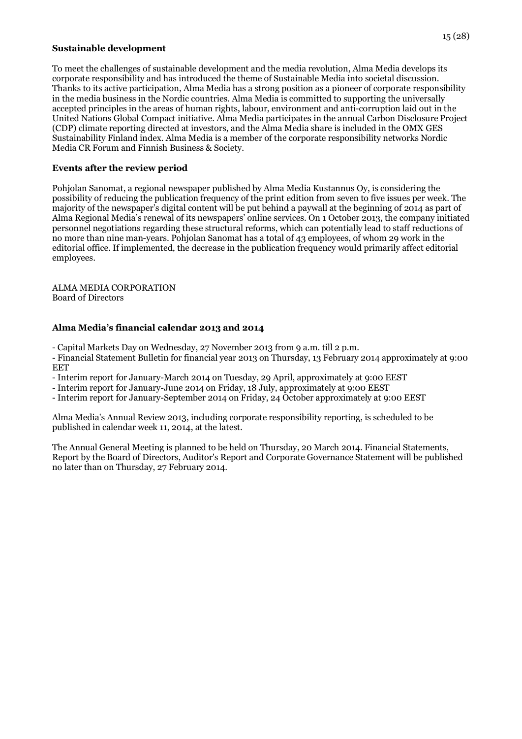## Sustainable development

To meet the challenges of sustainable development and the media revolution, Alma Media develops its corporate responsibility and has introduced the theme of Sustainable Media into societal discussion. Thanks to its active participation, Alma Media has a strong position as a pioneer of corporate responsibility in the media business in the Nordic countries. Alma Media is committed to supporting the universally accepted principles in the areas of human rights, labour, environment and anti-corruption laid out in the United Nations Global Compact initiative. Alma Media participates in the annual Carbon Disclosure Project (CDP) climate reporting directed at investors, and the Alma Media share is included in the OMX GES Sustainability Finland index. Alma Media is a member of the corporate responsibility networks Nordic Media CR Forum and Finnish Business & Society.

## Events after the review period

Pohjolan Sanomat, a regional newspaper published by Alma Media Kustannus Oy, is considering the possibility of reducing the publication frequency of the print edition from seven to five issues per week. The majority of the newspaper's digital content will be put behind a paywall at the beginning of 2014 as part of Alma Regional Media's renewal of its newspapers' online services. On 1 October 2013, the company initiated personnel negotiations regarding these structural reforms, which can potentially lead to staff reductions of no more than nine man-years. Pohjolan Sanomat has a total of 43 employees, of whom 29 work in the editorial office. If implemented, the decrease in the publication frequency would primarily affect editorial employees.

ALMA MEDIA CORPORATION
Board of Directors

## Alma Media's financial calendar 2013 and 2014

- Capital Markets Day on Wednesday, 27 November 2013 from 9 a.m. till 2 p.m.
- Financial Statement Bulletin for financial year 2013 on Thursday, 13 February 2014 approximately at 9:00 EET
- Interim report for January-March 2014 on Tuesday, 29 April, approximately at 9:00 EEST
- Interim report for January-June 2014 on Friday, 18 July, approximately at 9:00 EEST
- Interim report for January-September 2014 on Friday, 24 October approximately at 9:00 EEST

Alma Media's Annual Review 2013, including corporate responsibility reporting, is scheduled to be published in calendar week 11, 2014, at the latest.

The Annual General Meeting is planned to be held on Thursday, 20 March 2014. Financial Statements, Report by the Board of Directors, Auditor's Report and Corporate Governance Statement will be published no later than on Thursday, 27 February 2014.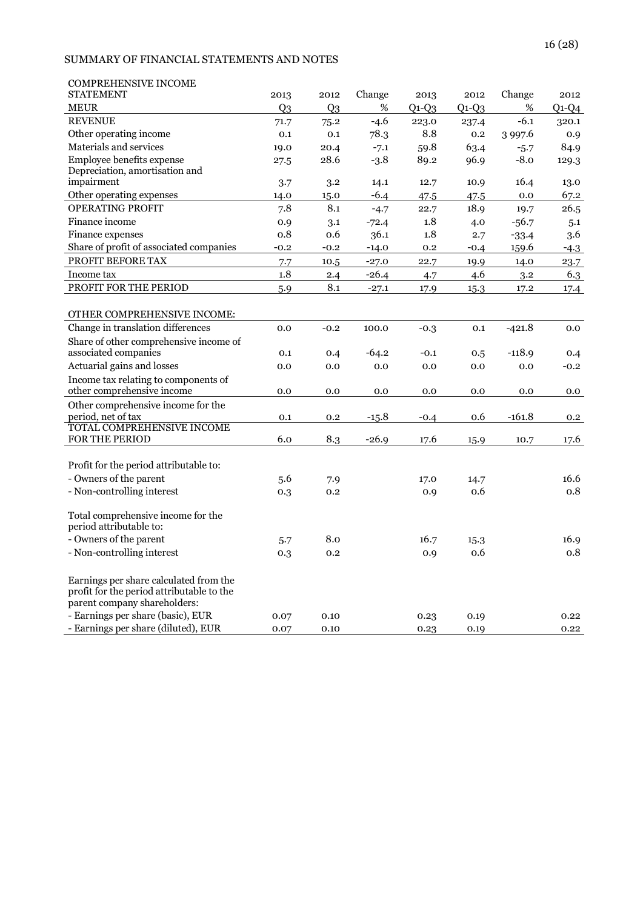## SUMMARY OF FINANCIAL STATEMENTS AND NOTES

| COMPREHENSIVE INCOME STATEMENT | 2013 | 2012 | Change | 2013 | 2012 | Change | 2012 |
|---|---|---|---|---|---|---|---|
| MEUR | Q3 | Q3 | % | Q1-Q3 | Q1-Q3 | % | Q1-Q4 |
| REVENUE | 71.7 | 75.2 | -4.6 | 223.0 | 237.4 | -6.1 | 320.1 |
| Other operating income | 0.1 | 0.1 | 78.3 | 8.8 | 0.2 | 3 997.6 | 0.9 |
| Materials and services | 19.0 | 20.4 | -7.1 | 59.8 | 63.4 | -5.7 | 84.9 |
| Employee benefits expense | 27.5 | 28.6 | -3.8 | 89.2 | 96.9 | -8.0 | 129.3 |
| Depreciation, amortisation and impairment | 3.7 | 3.2 | 14.1 | 12.7 | 10.9 | 16.4 | 13.0 |
| Other operating expenses | 14.0 | 15.0 | -6.4 | 47.5 | 47.5 | 0.0 | 67.2 |
| OPERATING PROFIT | 7.8 | 8.1 | -4.7 | 22.7 | 18.9 | 19.7 | 26.5 |
| Finance income | 0.9 | 3.1 | -72.4 | 1.8 | 4.0 | -56.7 | 5.1 |
| Finance expenses | 0.8 | 0.6 | 36.1 | 1.8 | 2.7 | -33.4 | 3.6 |
| Share of profit of associated companies | -0.2 | -0.2 | -14.0 | 0.2 | -0.4 | 159.6 | -4.3 |
| PROFIT BEFORE TAX | 7.7 | 10.5 | -27.0 | 22.7 | 19.9 | 14.0 | 23.7 |
| Income tax | 1.8 | 2.4 | -26.4 | 4.7 | 4.6 | 3.2 | 6.3 |
| PROFIT FOR THE PERIOD | 5.9 | 8.1 | -27.1 | 17.9 | 15.3 | 17.2 | 17.4 |
| | | | | | | | |
| OTHER COMPREHENSIVE INCOME: | | | | | | | |
| Change in translation differences | 0.0 | -0.2 | 100.0 | -0.3 | 0.1 | -421.8 | 0.0 |
| Share of other comprehensive income of associated companies | 0.1 | 0.4 | -64.2 | -0.1 | 0.5 | -118.9 | 0.4 |
| Actuarial gains and losses | 0.0 | 0.0 | 0.0 | 0.0 | 0.0 | 0.0 | -0.2 |
| Income tax relating to components of other comprehensive income | 0.0 | 0.0 | 0.0 | 0.0 | 0.0 | 0.0 | 0.0 |
| Other comprehensive income for the period, net of tax | 0.1 | 0.2 | -15.8 | -0.4 | 0.6 | -161.8 | 0.2 |
| TOTAL COMPREHENSIVE INCOME FOR THE PERIOD | 6.0 | 8.3 | -26.9 | 17.6 | 15.9 | 10.7 | 17.6 |
| | | | | | | | |
| Profit for the period attributable to: | | | | | | | |
| - Owners of the parent | 5.6 | 7.9 | | 17.0 | 14.7 | | 16.6 |
| - Non-controlling interest | 0.3 | 0.2 | | 0.9 | 0.6 | | 0.8 |
| | | | | | | | |
| Total comprehensive income for the period attributable to: | | | | | | | |
| - Owners of the parent | 5.7 | 8.0 | | 16.7 | 15.3 | | 16.9 |
| - Non-controlling interest | 0.3 | 0.2 | | 0.9 | 0.6 | | 0.8 |
| | | | | | | | |
| Earnings per share calculated from the profit for the period attributable to the parent company shareholders: | | | | | | | |
| - Earnings per share (basic), EUR | 0.07 | 0.10 | | 0.23 | 0.19 | | 0.22 |
| - Earnings per share (diluted), EUR | 0.07 | 0.10 | | 0.23 | 0.19 | | 0.22 |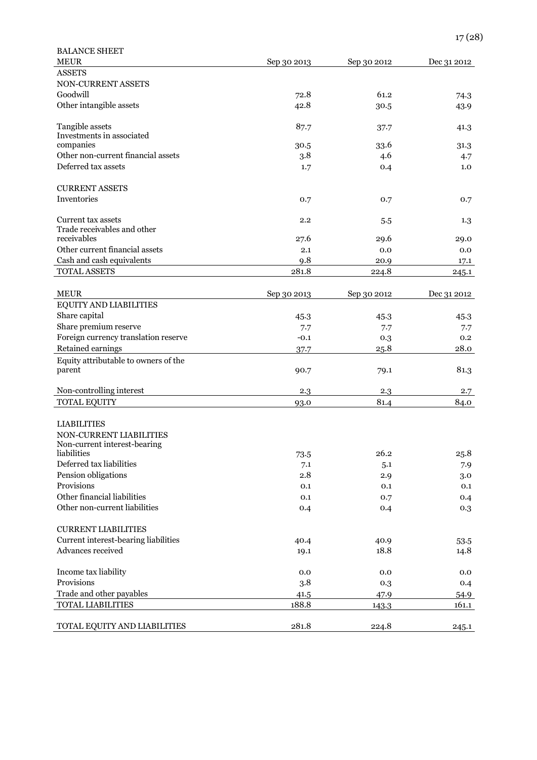## BALANCE SHEET

| MEUR | Sep 30 2013 | Sep 30 2012 | Dec 31 2012 |
|---|---|---|---|
| ASSETS | | | |
| NON-CURRENT ASSETS | | | |
| Goodwill | 72.8 | 61.2 | 74.3 |
| Other intangible assets | 42.8 | 30.5 | 43.9 |
| Tangible assets | 87.7 | 37.7 | 41.3 |
| Investments in associated companies | 30.5 | 33.6 | 31.3 |
| Other non-current financial assets | 3.8 | 4.6 | 4.7 |
| Deferred tax assets | 1.7 | 0.4 | 1.0 |
| CURRENT ASSETS | | | |
| Inventories | 0.7 | 0.7 | 0.7 |
| Current tax assets | 2.2 | 5.5 | 1.3 |
| Trade receivables and other receivables | 27.6 | 29.6 | 29.0 |
| Other current financial assets | 2.1 | 0.0 | 0.0 |
| Cash and cash equivalents | 9.8 | 20.9 | 17.1 |
| TOTAL ASSETS | 281.8 | 224.8 | 245.1 |

| MEUR | Sep 30 2013 | Sep 30 2012 | Dec 31 2012 |
|---|---|---|---|
| EQUITY AND LIABILITIES | | | |
| Share capital | 45.3 | 45.3 | 45.3 |
| Share premium reserve | 7.7 | 7.7 | 7.7 |
| Foreign currency translation reserve | -0.1 | 0.3 | 0.2 |
| Retained earnings | 37.7 | 25.8 | 28.0 |
| Equity attributable to owners of the parent | 90.7 | 79.1 | 81.3 |
| Non-controlling interest | 2.3 | 2.3 | 2.7 |
| TOTAL EQUITY | 93.0 | 81.4 | 84.0 |
| LIABILITIES | | | |
| NON-CURRENT LIABILITIES | | | |
| Non-current interest-bearing liabilities | 73.5 | 26.2 | 25.8 |
| Deferred tax liabilities | 7.1 | 5.1 | 7.9 |
| Pension obligations | 2.8 | 2.9 | 3.0 |
| Provisions | 0.1 | 0.1 | 0.1 |
| Other financial liabilities | 0.1 | 0.7 | 0.4 |
| Other non-current liabilities | 0.4 | 0.4 | 0.3 |
| CURRENT LIABILITIES | | | |
| Current interest-bearing liabilities | 40.4 | 40.9 | 53.5 |
| Advances received | 19.1 | 18.8 | 14.8 |
| Income tax liability | 0.0 | 0.0 | 0.0 |
| Provisions | 3.8 | 0.3 | 0.4 |
| Trade and other payables | 41.5 | 47.9 | 54.9 |
| TOTAL LIABILITIES | 188.8 | 143.3 | 161.1 |
| TOTAL EQUITY AND LIABILITIES | 281.8 | 224.8 | 245.1 |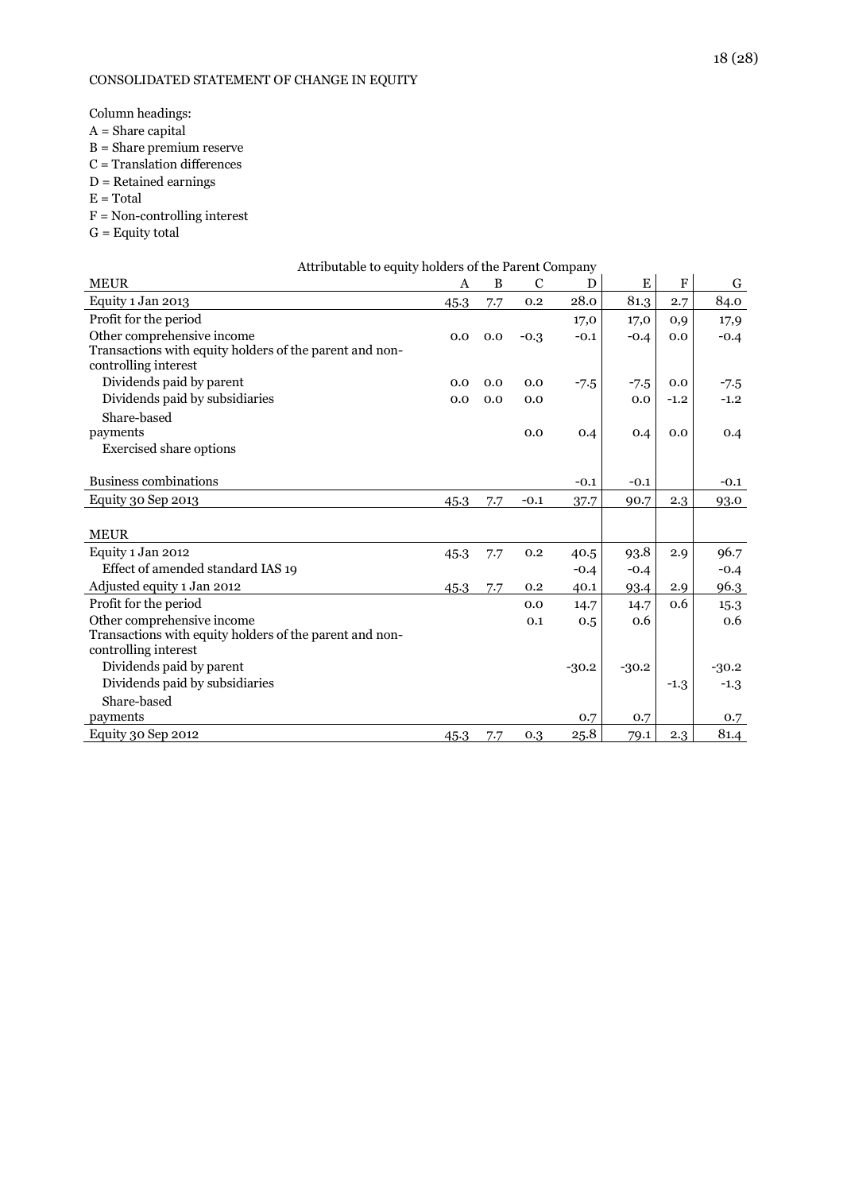CONSOLIDATED STATEMENT OF CHANGE IN EQUITY

Column headings:
A = Share capital
B = Share premium reserve
C = Translation differences
D = Retained earnings
E = Total
F = Non-controlling interest
G = Equity total

| | Attributable to equity holders of the Parent Company | | | | | | |
|---|---|---|---|---|---|---|---|
| MEUR | A | B | C | D | E | F | G |
| Equity 1 Jan 2013 | 45.3 | 7.7 | 0.2 | 28.0 | 81.3 | 2.7 | 84.0 |
| Profit for the period | | | | 17,0 | 17,0 | 0,9 | 17,9 |
| Other comprehensive income | 0.0 | 0.0 | -0.3 | -0.1 | -0.4 | 0.0 | -0.4 |
| Transactions with equity holders of the parent and non-controlling interest | | | | | | | |
| Dividends paid by parent | 0.0 | 0.0 | 0.0 | -7.5 | -7.5 | 0.0 | -7.5 |
| Dividends paid by subsidiaries | 0.0 | 0.0 | 0.0 | | 0.0 | -1.2 | -1.2 |
| Share-based payments | | | 0.0 | 0.4 | 0.4 | 0.0 | 0.4 |
| Exercised share options | | | | | | | |
| Business combinations | | | | -0.1 | -0.1 | | -0.1 |
| Equity 30 Sep 2013 | 45.3 | 7.7 | -0.1 | 37.7 | 90.7 | 2.3 | 93.0 |
| | | | | | | | |
| MEUR | | | | | | | |
| Equity 1 Jan 2012 | 45.3 | 7.7 | 0.2 | 40.5 | 93.8 | 2.9 | 96.7 |
| Effect of amended standard IAS 19 | | | | -0.4 | -0.4 | | -0.4 |
| Adjusted equity 1 Jan 2012 | 45.3 | 7.7 | 0.2 | 40.1 | 93.4 | 2.9 | 96.3 |
| Profit for the period | | | 0.0 | 14.7 | 14.7 | 0.6 | 15.3 |
| Other comprehensive income | | | 0.1 | 0.5 | 0.6 | | 0.6 |
| Transactions with equity holders of the parent and non-controlling interest | | | | | | | |
| Dividends paid by parent | | | | -30.2 | -30.2 | | -30.2 |
| Dividends paid by subsidiaries | | | | | | -1.3 | -1.3 |
| Share-based payments | | | | 0.7 | 0.7 | | 0.7 |
| Equity 30 Sep 2012 | 45.3 | 7.7 | 0.3 | 25.8 | 79.1 | 2.3 | 81.4 |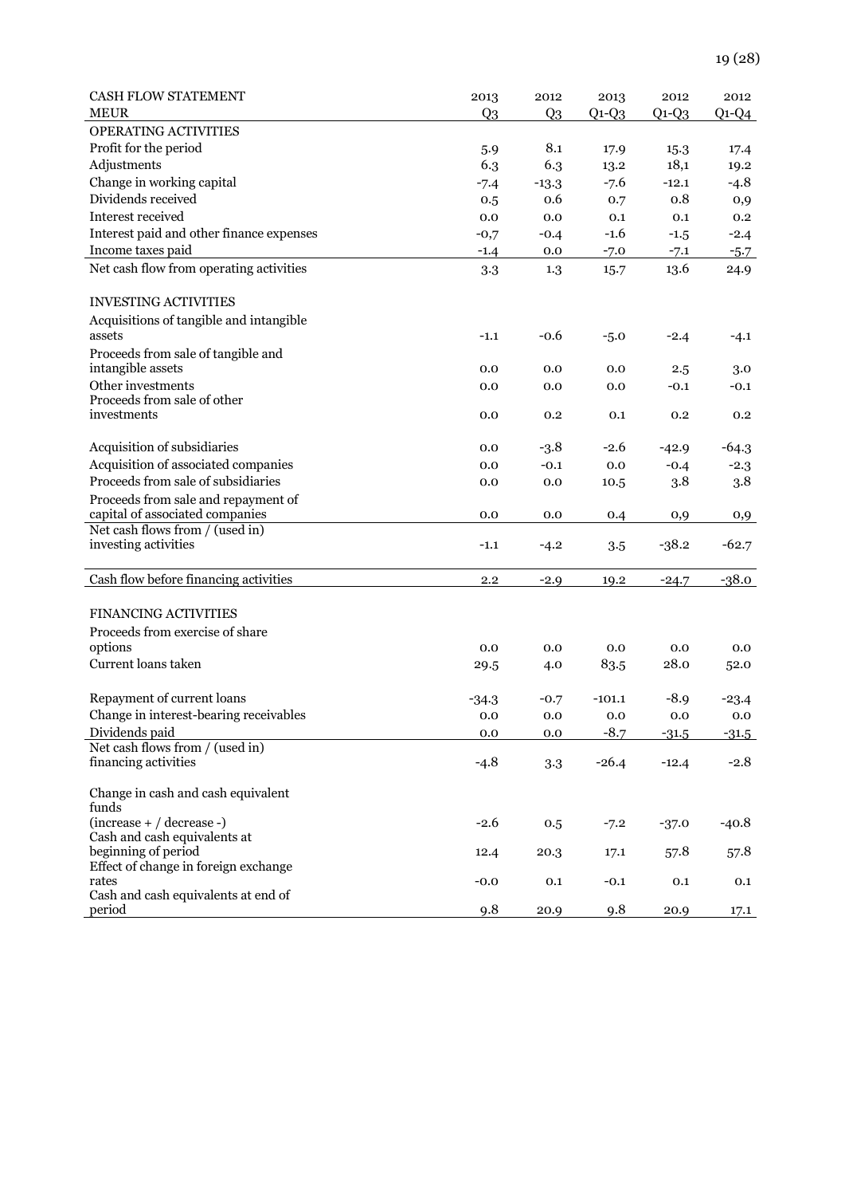| CASH FLOW STATEMENT | 2013 | 2012 | 2013 | 2012 | 2012 |
|---|---|---|---|---|---|
| MEUR | Q3 | Q3 | Q1-Q3 | Q1-Q3 | Q1-Q4 |
| OPERATING ACTIVITIES | | | | | |
| Profit for the period | 5.9 | 8.1 | 17.9 | 15.3 | 17.4 |
| Adjustments | 6.3 | 6.3 | 13.2 | 18,1 | 19.2 |
| Change in working capital | -7.4 | -13.3 | -7.6 | -12.1 | -4.8 |
| Dividends received | 0.5 | 0.6 | 0.7 | 0.8 | 0,9 |
| Interest received | 0.0 | 0.0 | 0.1 | 0.1 | 0.2 |
| Interest paid and other finance expenses | -0,7 | -0.4 | -1.6 | -1.5 | -2.4 |
| Income taxes paid | -1.4 | 0.0 | -7.0 | -7.1 | -5.7 |
| Net cash flow from operating activities | 3.3 | 1.3 | 15.7 | 13.6 | 24.9 |
| | | | | | |
| INVESTING ACTIVITIES | | | | | |
| Acquisitions of tangible and intangible assets | -1.1 | -0.6 | -5.0 | -2.4 | -4.1 |
| Proceeds from sale of tangible and intangible assets | 0.0 | 0.0 | 0.0 | 2.5 | 3.0 |
| Other investments | 0.0 | 0.0 | 0.0 | -0.1 | -0.1 |
| Proceeds from sale of other investments | 0.0 | 0.2 | 0.1 | 0.2 | 0.2 |
| | | | | | |
| Acquisition of subsidiaries | 0.0 | -3.8 | -2.6 | -42.9 | -64.3 |
| Acquisition of associated companies | 0.0 | -0.1 | 0.0 | -0.4 | -2.3 |
| Proceeds from sale of subsidiaries | 0.0 | 0.0 | 10.5 | 3.8 | 3.8 |
| Proceeds from sale and repayment of capital of associated companies | 0.0 | 0.0 | 0.4 | 0,9 | 0,9 |
| Net cash flows from / (used in) investing activities | -1.1 | -4.2 | 3.5 | -38.2 | -62.7 |
| | | | | | |
| Cash flow before financing activities | 2.2 | -2.9 | 19.2 | -24.7 | -38.0 |
| | | | | | |
| FINANCING ACTIVITIES | | | | | |
| Proceeds from exercise of share options | 0.0 | 0.0 | 0.0 | 0.0 | 0.0 |
| Current loans taken | 29.5 | 4.0 | 83.5 | 28.0 | 52.0 |
| | | | | | |
| Repayment of current loans | -34.3 | -0.7 | -101.1 | -8.9 | -23.4 |
| Change in interest-bearing receivables | 0.0 | 0.0 | 0.0 | 0.0 | 0.0 |
| Dividends paid | 0.0 | 0.0 | -8.7 | -31.5 | -31.5 |
| Net cash flows from / (used in) financing activities | -4.8 | 3.3 | -26.4 | -12.4 | -2.8 |
| | | | | | |
| Change in cash and cash equivalent funds (increase + / decrease -) | -2.6 | 0.5 | -7.2 | -37.0 | -40.8 |
| Cash and cash equivalents at beginning of period | 12.4 | 20.3 | 17.1 | 57.8 | 57.8 |
| Effect of change in foreign exchange rates | -0.0 | 0.1 | -0.1 | 0.1 | 0.1 |
| Cash and cash equivalents at end of period | 9.8 | 20.9 | 9.8 | 20.9 | 17.1 |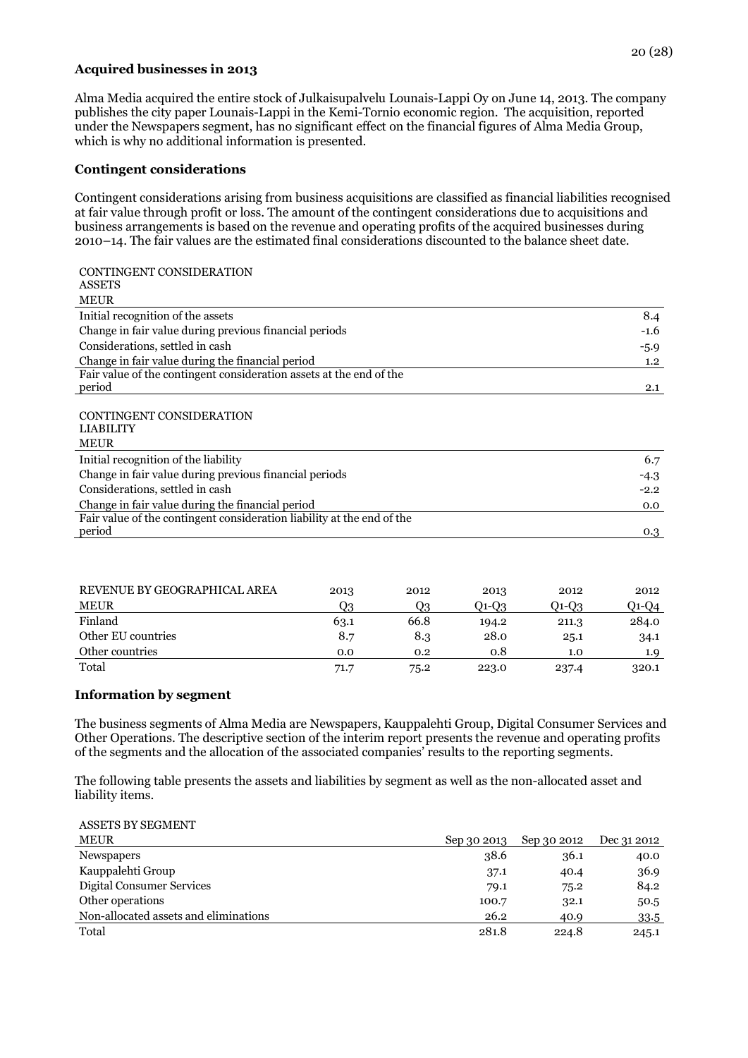### Acquired businesses in 2013

Alma Media acquired the entire stock of Julkaisupalvelu Lounais-Lappi Oy on June 14, 2013. The company publishes the city paper Lounais-Lappi in the Kemi-Tornio economic region. The acquisition, reported under the Newspapers segment, has no significant effect on the financial figures of Alma Media Group, which is why no additional information is presented.

### Contingent considerations

Contingent considerations arising from business acquisitions are classified as financial liabilities recognised at fair value through profit or loss. The amount of the contingent considerations due to acquisitions and business arrangements is based on the revenue and operating profits of the acquired businesses during 2010–14. The fair values are the estimated final considerations discounted to the balance sheet date.

| CONTINGENT CONSIDERATION ASSETS MEUR | |
|---|---|
| Initial recognition of the assets | 8.4 |
| Change in fair value during previous financial periods | -1.6 |
| Considerations, settled in cash | -5.9 |
| Change in fair value during the financial period | 1.2 |
| Fair value of the contingent consideration assets at the end of the period | 2.1 |

| CONTINGENT CONSIDERATION LIABILITY MEUR | |
|---|---|
| Initial recognition of the liability | 6.7 |
| Change in fair value during previous financial periods | -4.3 |
| Considerations, settled in cash | -2.2 |
| Change in fair value during the financial period | 0.0 |
| Fair value of the contingent consideration liability at the end of the period | 0.3 |

| REVENUE BY GEOGRAPHICAL AREA | 2013 | 2012 | 2013 | 2012 | 2012 |
|---|---|---|---|---|---|
| MEUR | Q3 | Q3 | Q1-Q3 | Q1-Q3 | Q1-Q4 |
| Finland | 63.1 | 66.8 | 194.2 | 211.3 | 284.0 |
| Other EU countries | 8.7 | 8.3 | 28.0 | 25.1 | 34.1 |
| Other countries | 0.0 | 0.2 | 0.8 | 1.0 | 1.9 |
| Total | 71.7 | 75.2 | 223.0 | 237.4 | 320.1 |

### Information by segment

The business segments of Alma Media are Newspapers, Kauppalehti Group, Digital Consumer Services and Other Operations. The descriptive section of the interim report presents the revenue and operating profits of the segments and the allocation of the associated companies' results to the reporting segments.

The following table presents the assets and liabilities by segment as well as the non-allocated asset and liability items.

| ASSETS BY SEGMENT MEUR | Sep 30 2013 | Sep 30 2012 | Dec 31 2012 |
|---|---|---|---|
| Newspapers | 38.6 | 36.1 | 40.0 |
| Kauppalehti Group | 37.1 | 40.4 | 36.9 |
| Digital Consumer Services | 79.1 | 75.2 | 84.2 |
| Other operations | 100.7 | 32.1 | 50.5 |
| Non-allocated assets and eliminations | 26.2 | 40.9 | 33.5 |
| Total | 281.8 | 224.8 | 245.1 |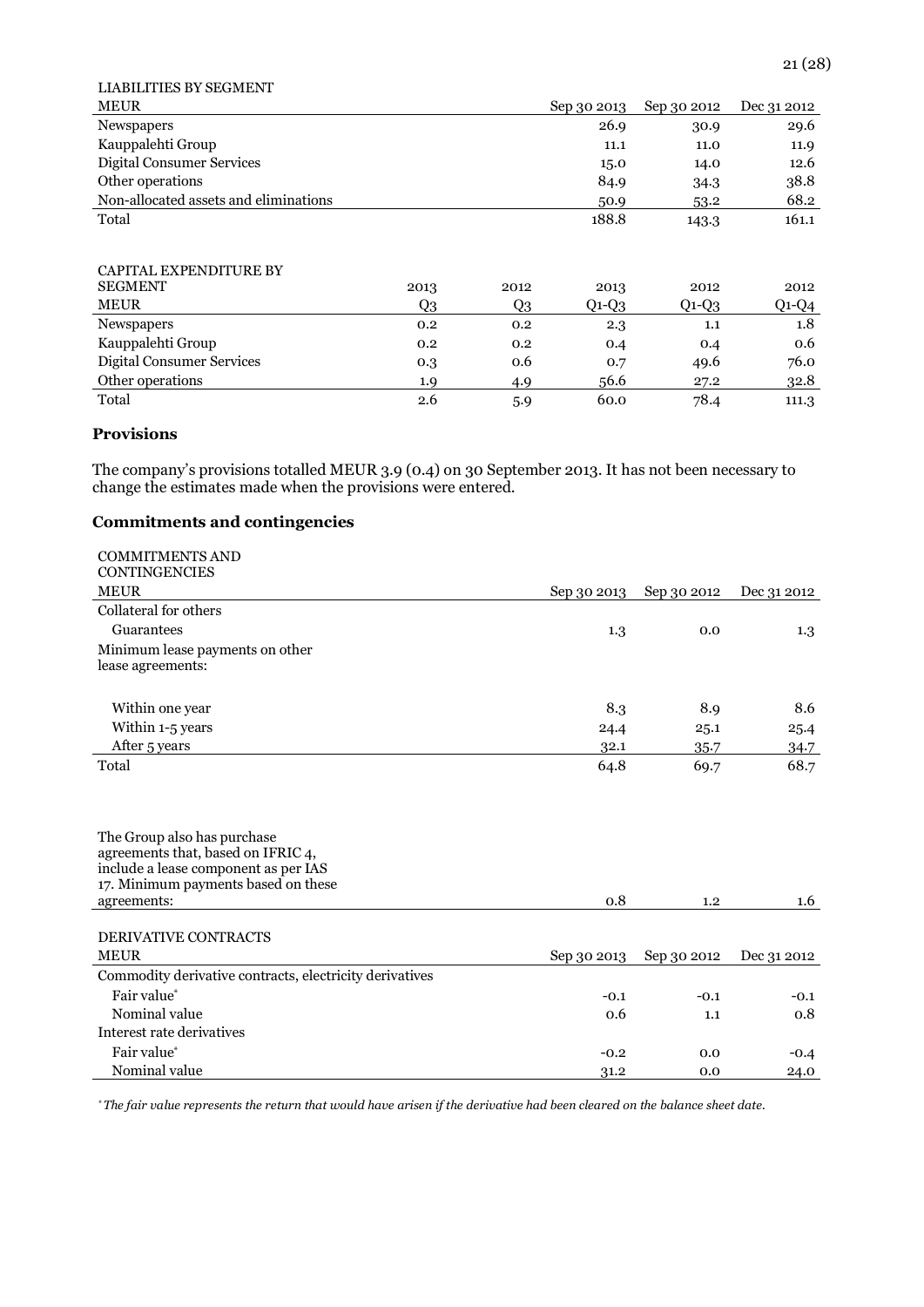| LIABILITIES BY SEGMENT MEUR | Sep 30 2013 | Sep 30 2012 | Dec 31 2012 |
|---|---|---|---|
| Newspapers | 26.9 | 30.9 | 29.6 |
| Kauppalehti Group | 11.1 | 11.0 | 11.9 |
| Digital Consumer Services | 15.0 | 14.0 | 12.6 |
| Other operations | 84.9 | 34.3 | 38.8 |
| Non-allocated assets and eliminations | 50.9 | 53.2 | 68.2 |
| Total | 188.8 | 143.3 | 161.1 |

| CAPITAL EXPENDITURE BY SEGMENT MEUR | 2013 Q3 | 2012 Q3 | 2013 Q1-Q3 | 2012 Q1-Q3 | 2012 Q1-Q4 |
|---|---|---|---|---|---|
| Newspapers | 0.2 | 0.2 | 2.3 | 1.1 | 1.8 |
| Kauppalehti Group | 0.2 | 0.2 | 0.4 | 0.4 | 0.6 |
| Digital Consumer Services | 0.3 | 0.6 | 0.7 | 49.6 | 76.0 |
| Other operations | 1.9 | 4.9 | 56.6 | 27.2 | 32.8 |
| Total | 2.6 | 5.9 | 60.0 | 78.4 | 111.3 |

## Provisions

The company's provisions totalled MEUR 3.9 (0.4) on 30 September 2013. It has not been necessary to change the estimates made when the provisions were entered.

## Commitments and contingencies

| COMMITMENTS AND CONTINGENCIES MEUR | Sep 30 2013 | Sep 30 2012 | Dec 31 2012 |
|---|---|---|---|
| Collateral for others | | | |
| Guarantees | 1.3 | 0.0 | 1.3 |
| Minimum lease payments on other lease agreements: | | | |
| Within one year | 8.3 | 8.9 | 8.6 |
| Within 1-5 years | 24.4 | 25.1 | 25.4 |
| After 5 years | 32.1 | 35.7 | 34.7 |
| Total | 64.8 | 69.7 | 68.7 |
| The Group also has purchase agreements that, based on IFRIC 4, include a lease component as per IAS 17. Minimum payments based on these agreements: | 0.8 | 1.2 | 1.6 |

| DERIVATIVE CONTRACTS MEUR | Sep 30 2013 | Sep 30 2012 | Dec 31 2012 |
|---|---|---|---|
| Commodity derivative contracts, electricity derivatives | | | |
| Fair value* | -0.1 | -0.1 | -0.1 |
| Nominal value | 0.6 | 1.1 | 0.8 |
| Interest rate derivatives | | | |
| Fair value* | -0.2 | 0.0 | -0.4 |
| Nominal value | 31.2 | 0.0 | 24.0 |

* *The fair value represents the return that would have arisen if the derivative had been cleared on the balance sheet date.*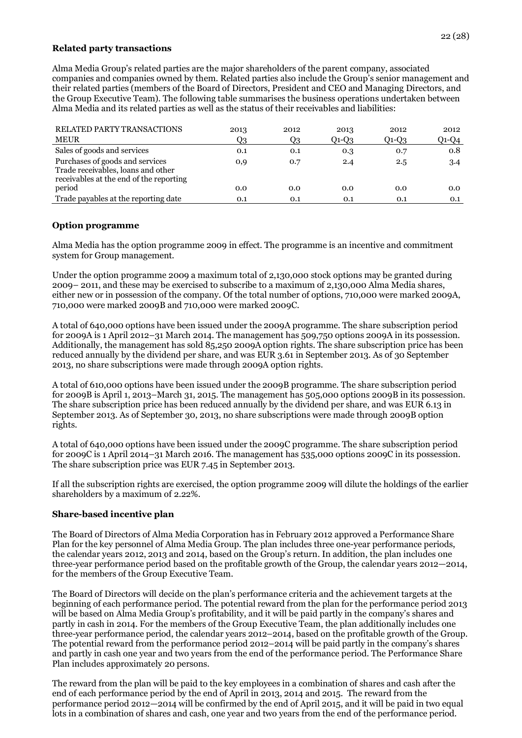**Related party transactions**

Alma Media Group's related parties are the major shareholders of the parent company, associated companies and companies owned by them. Related parties also include the Group's senior management and their related parties (members of the Board of Directors, President and CEO and Managing Directors, and the Group Executive Team). The following table summarises the business operations undertaken between Alma Media and its related parties as well as the status of their receivables and liabilities:

| RELATED PARTY TRANSACTIONS<br>MEUR | 2013<br>Q3 | 2012<br>Q3 | 2013<br>Q1-Q3 | 2012<br>Q1-Q3 | 2012<br>Q1-Q4 |
|---|---|---|---|---|---|
| Sales of goods and services | 0.1 | 0.1 | 0.3 | 0.7 | 0.8 |
| Purchases of goods and services | 0,9 | 0.7 | 2.4 | 2.5 | 3.4 |
| Trade receivables, loans and other receivables at the end of the reporting period | 0.0 | 0.0 | 0.0 | 0.0 | 0.0 |
| Trade payables at the reporting date | 0.1 | 0.1 | 0.1 | 0.1 | 0.1 |

**Option programme**

Alma Media has the option programme 2009 in effect. The programme is an incentive and commitment system for Group management.

Under the option programme 2009 a maximum total of 2,130,000 stock options may be granted during 2009– 2011, and these may be exercised to subscribe to a maximum of 2,130,000 Alma Media shares, either new or in possession of the company. Of the total number of options, 710,000 were marked 2009A, 710,000 were marked 2009B and 710,000 were marked 2009C.

A total of 640,000 options have been issued under the 2009A programme. The share subscription period for 2009A is 1 April 2012–31 March 2014. The management has 509,750 options 2009A in its possession. Additionally, the management has sold 85,250 2009A option rights. The share subscription price has been reduced annually by the dividend per share, and was EUR 3.61 in September 2013. As of 30 September 2013, no share subscriptions were made through 2009A option rights.

A total of 610,000 options have been issued under the 2009B programme. The share subscription period for 2009B is April 1, 2013–March 31, 2015. The management has 505,000 options 2009B in its possession. The share subscription price has been reduced annually by the dividend per share, and was EUR 6.13 in September 2013. As of September 30, 2013, no share subscriptions were made through 2009B option rights.

A total of 640,000 options have been issued under the 2009C programme. The share subscription period for 2009C is 1 April 2014–31 March 2016. The management has 535,000 options 2009C in its possession. The share subscription price was EUR 7.45 in September 2013.

If all the subscription rights are exercised, the option programme 2009 will dilute the holdings of the earlier shareholders by a maximum of 2.22%.

**Share-based incentive plan**

The Board of Directors of Alma Media Corporation has in February 2012 approved a Performance Share Plan for the key personnel of Alma Media Group. The plan includes three one-year performance periods, the calendar years 2012, 2013 and 2014, based on the Group's return. In addition, the plan includes one three-year performance period based on the profitable growth of the Group, the calendar years 2012—2014, for the members of the Group Executive Team.

The Board of Directors will decide on the plan's performance criteria and the achievement targets at the beginning of each performance period. The potential reward from the plan for the performance period 2013 will be based on Alma Media Group's profitability, and it will be paid partly in the company's shares and partly in cash in 2014. For the members of the Group Executive Team, the plan additionally includes one three-year performance period, the calendar years 2012–2014, based on the profitable growth of the Group. The potential reward from the performance period 2012–2014 will be paid partly in the company's shares and partly in cash one year and two years from the end of the performance period. The Performance Share Plan includes approximately 20 persons.

The reward from the plan will be paid to the key employees in a combination of shares and cash after the end of each performance period by the end of April in 2013, 2014 and 2015. The reward from the performance period 2012—2014 will be confirmed by the end of April 2015, and it will be paid in two equal lots in a combination of shares and cash, one year and two years from the end of the performance period.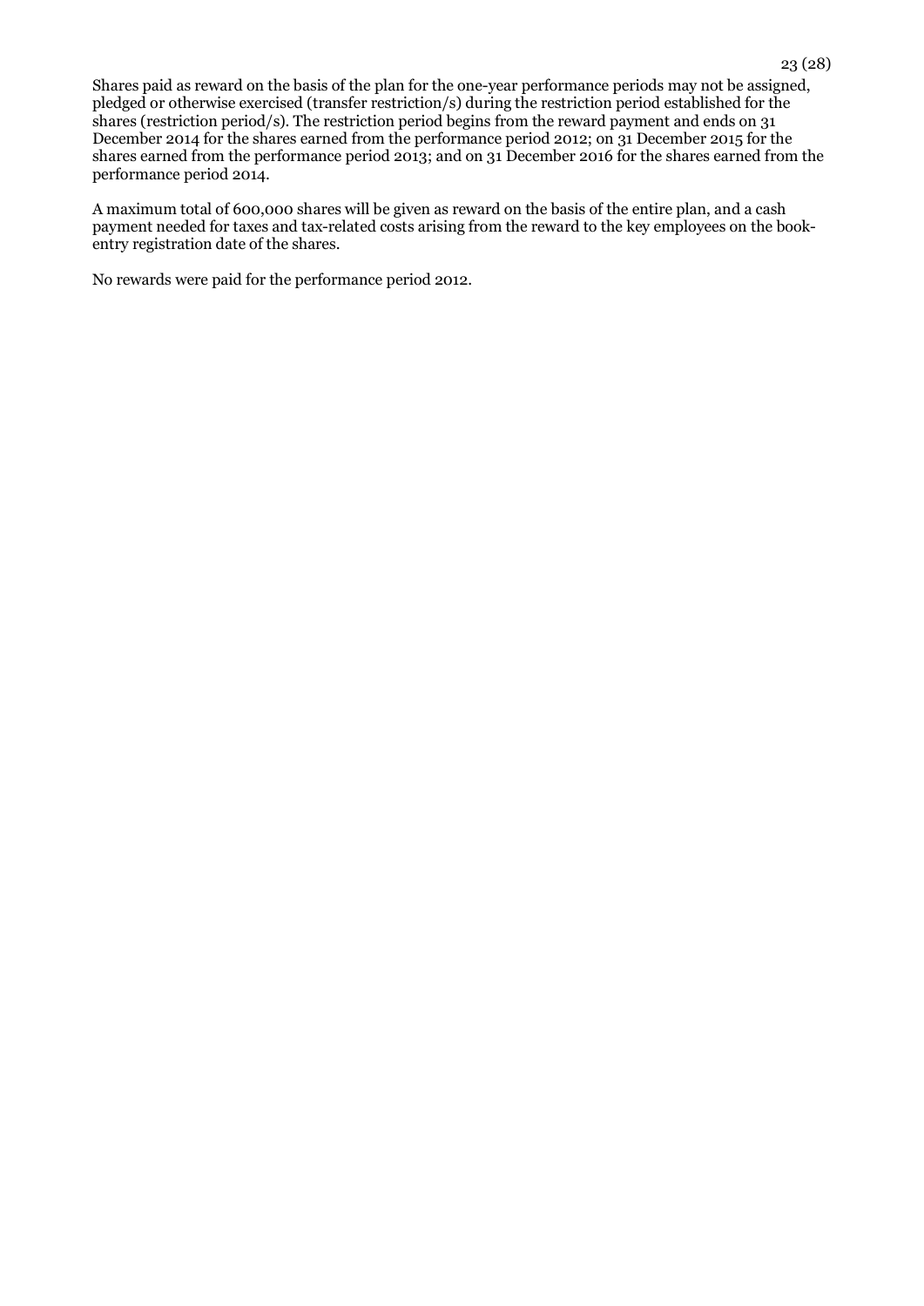Shares paid as reward on the basis of the plan for the one-year performance periods may not be assigned, pledged or otherwise exercised (transfer restriction/s) during the restriction period established for the shares (restriction period/s). The restriction period begins from the reward payment and ends on 31 December 2014 for the shares earned from the performance period 2012; on 31 December 2015 for the shares earned from the performance period 2013; and on 31 December 2016 for the shares earned from the performance period 2014.

A maximum total of 600,000 shares will be given as reward on the basis of the entire plan, and a cash payment needed for taxes and tax-related costs arising from the reward to the key employees on the book-entry registration date of the shares.

No rewards were paid for the performance period 2012.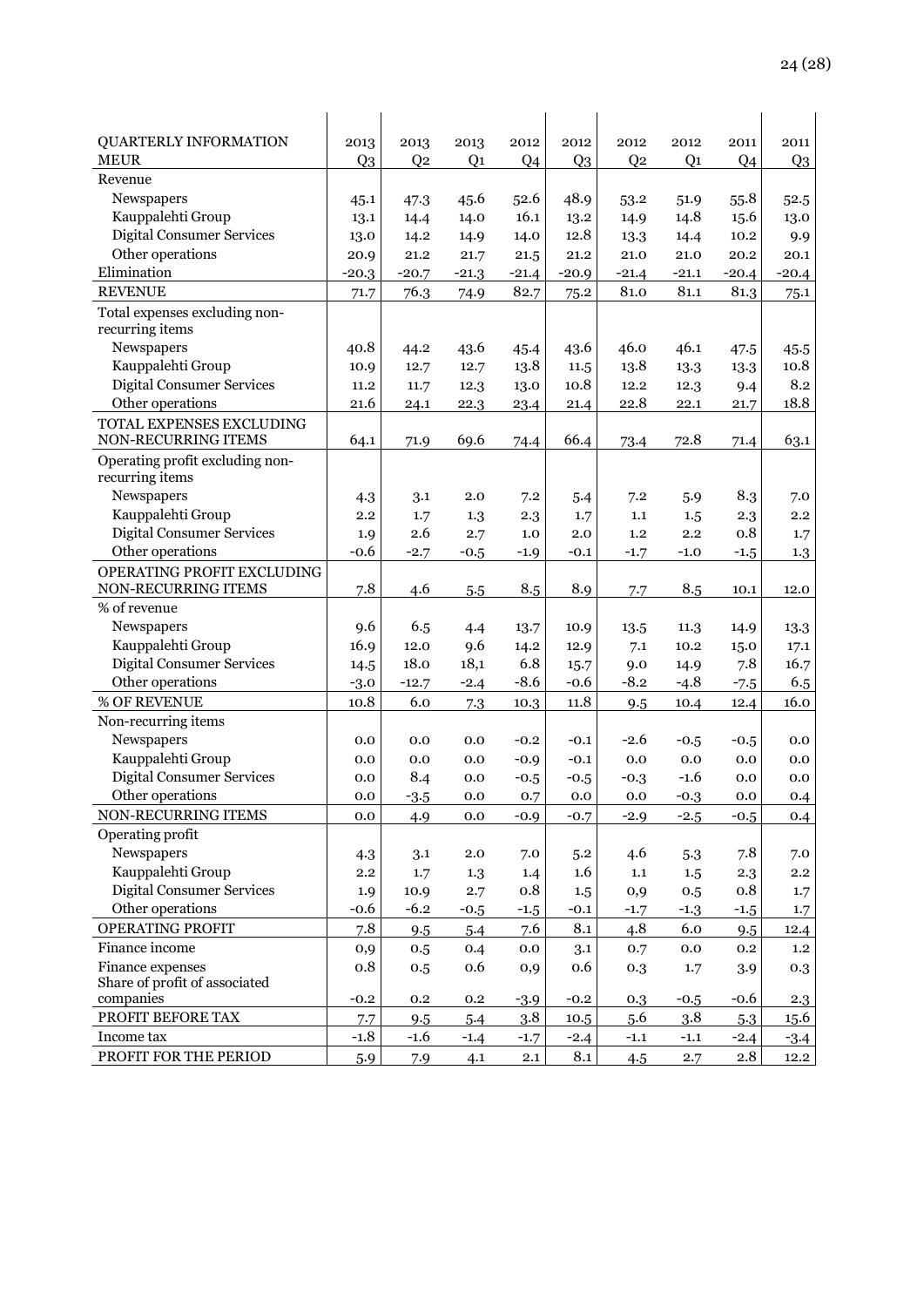| QUARTERLY INFORMATION MEUR | 2013 Q3 | 2013 Q2 | 2013 Q1 | 2012 Q4 | 2012 Q3 | 2012 Q2 | 2012 Q1 | 2011 Q4 | 2011 Q3 |
|---|---|---|---|---|---|---|---|---|---|
| Revenue | | | | | | | | | |
| Newspapers | 45.1 | 47.3 | 45.6 | 52.6 | 48.9 | 53.2 | 51.9 | 55.8 | 52.5 |
| Kauppalehti Group | 13.1 | 14.4 | 14.0 | 16.1 | 13.2 | 14.9 | 14.8 | 15.6 | 13.0 |
| Digital Consumer Services | 13.0 | 14.2 | 14.9 | 14.0 | 12.8 | 13.3 | 14.4 | 10.2 | 9.9 |
| Other operations | 20.9 | 21.2 | 21.7 | 21.5 | 21.2 | 21.0 | 21.0 | 20.2 | 20.1 |
| Elimination | -20.3 | -20.7 | -21.3 | -21.4 | -20.9 | -21.4 | -21.1 | -20.4 | -20.4 |
| REVENUE | 71.7 | 76.3 | 74.9 | 82.7 | 75.2 | 81.0 | 81.1 | 81.3 | 75.1 |
| Total expenses excluding non-recurring items | | | | | | | | | |
| Newspapers | 40.8 | 44.2 | 43.6 | 45.4 | 43.6 | 46.0 | 46.1 | 47.5 | 45.5 |
| Kauppalehti Group | 10.9 | 12.7 | 12.7 | 13.8 | 11.5 | 13.8 | 13.3 | 13.3 | 10.8 |
| Digital Consumer Services | 11.2 | 11.7 | 12.3 | 13.0 | 10.8 | 12.2 | 12.3 | 9.4 | 8.2 |
| Other operations | 21.6 | 24.1 | 22.3 | 23.4 | 21.4 | 22.8 | 22.1 | 21.7 | 18.8 |
| TOTAL EXPENSES EXCLUDING NON-RECURRING ITEMS | 64.1 | 71.9 | 69.6 | 74.4 | 66.4 | 73.4 | 72.8 | 71.4 | 63.1 |
| Operating profit excluding non-recurring items | | | | | | | | | |
| Newspapers | 4.3 | 3.1 | 2.0 | 7.2 | 5.4 | 7.2 | 5.9 | 8.3 | 7.0 |
| Kauppalehti Group | 2.2 | 1.7 | 1.3 | 2.3 | 1.7 | 1.1 | 1.5 | 2.3 | 2.2 |
| Digital Consumer Services | 1.9 | 2.6 | 2.7 | 1.0 | 2.0 | 1.2 | 2.2 | 0.8 | 1.7 |
| Other operations | -0.6 | -2.7 | -0.5 | -1.9 | -0.1 | -1.7 | -1.0 | -1.5 | 1.3 |
| OPERATING PROFIT EXCLUDING NON-RECURRING ITEMS | 7.8 | 4.6 | 5.5 | 8.5 | 8.9 | 7.7 | 8.5 | 10.1 | 12.0 |
| % of revenue | | | | | | | | | |
| Newspapers | 9.6 | 6.5 | 4.4 | 13.7 | 10.9 | 13.5 | 11.3 | 14.9 | 13.3 |
| Kauppalehti Group | 16.9 | 12.0 | 9.6 | 14.2 | 12.9 | 7.1 | 10.2 | 15.0 | 17.1 |
| Digital Consumer Services | 14.5 | 18.0 | 18,1 | 6.8 | 15.7 | 9.0 | 14.9 | 7.8 | 16.7 |
| Other operations | -3.0 | -12.7 | -2.4 | -8.6 | -0.6 | -8.2 | -4.8 | -7.5 | 6.5 |
| % OF REVENUE | 10.8 | 6.0 | 7.3 | 10.3 | 11.8 | 9.5 | 10.4 | 12.4 | 16.0 |
| Non-recurring items | | | | | | | | | |
| Newspapers | 0.0 | 0.0 | 0.0 | -0.2 | -0.1 | -2.6 | -0.5 | -0.5 | 0.0 |
| Kauppalehti Group | 0.0 | 0.0 | 0.0 | -0.9 | -0.1 | 0.0 | 0.0 | 0.0 | 0.0 |
| Digital Consumer Services | 0.0 | 8.4 | 0.0 | -0.5 | -0.5 | -0.3 | -1.6 | 0.0 | 0.0 |
| Other operations | 0.0 | -3.5 | 0.0 | 0.7 | 0.0 | 0.0 | -0.3 | 0.0 | 0.4 |
| NON-RECURRING ITEMS | 0.0 | 4.9 | 0.0 | -0.9 | -0.7 | -2.9 | -2.5 | -0.5 | 0.4 |
| Operating profit | | | | | | | | | |
| Newspapers | 4.3 | 3.1 | 2.0 | 7.0 | 5.2 | 4.6 | 5.3 | 7.8 | 7.0 |
| Kauppalehti Group | 2.2 | 1.7 | 1.3 | 1.4 | 1.6 | 1.1 | 1.5 | 2.3 | 2.2 |
| Digital Consumer Services | 1.9 | 10.9 | 2.7 | 0.8 | 1.5 | 0,9 | 0.5 | 0.8 | 1.7 |
| Other operations | -0.6 | -6.2 | -0.5 | -1.5 | -0.1 | -1.7 | -1.3 | -1.5 | 1.7 |
| OPERATING PROFIT | 7.8 | 9.5 | 5.4 | 7.6 | 8.1 | 4.8 | 6.0 | 9.5 | 12.4 |
| Finance income | 0,9 | 0.5 | 0.4 | 0.0 | 3.1 | 0.7 | 0.0 | 0.2 | 1.2 |
| Finance expenses | 0.8 | 0.5 | 0.6 | 0,9 | 0.6 | 0.3 | 1.7 | 3.9 | 0.3 |
| Share of profit of associated companies | -0.2 | 0.2 | 0.2 | -3.9 | -0.2 | 0.3 | -0.5 | -0.6 | 2.3 |
| PROFIT BEFORE TAX | 7.7 | 9.5 | 5.4 | 3.8 | 10.5 | 5.6 | 3.8 | 5.3 | 15.6 |
| Income tax | -1.8 | -1.6 | -1.4 | -1.7 | -2.4 | -1.1 | -1.1 | -2.4 | -3.4 |
| PROFIT FOR THE PERIOD | 5.9 | 7.9 | 4.1 | 2.1 | 8.1 | 4.5 | 2.7 | 2.8 | 12.2 |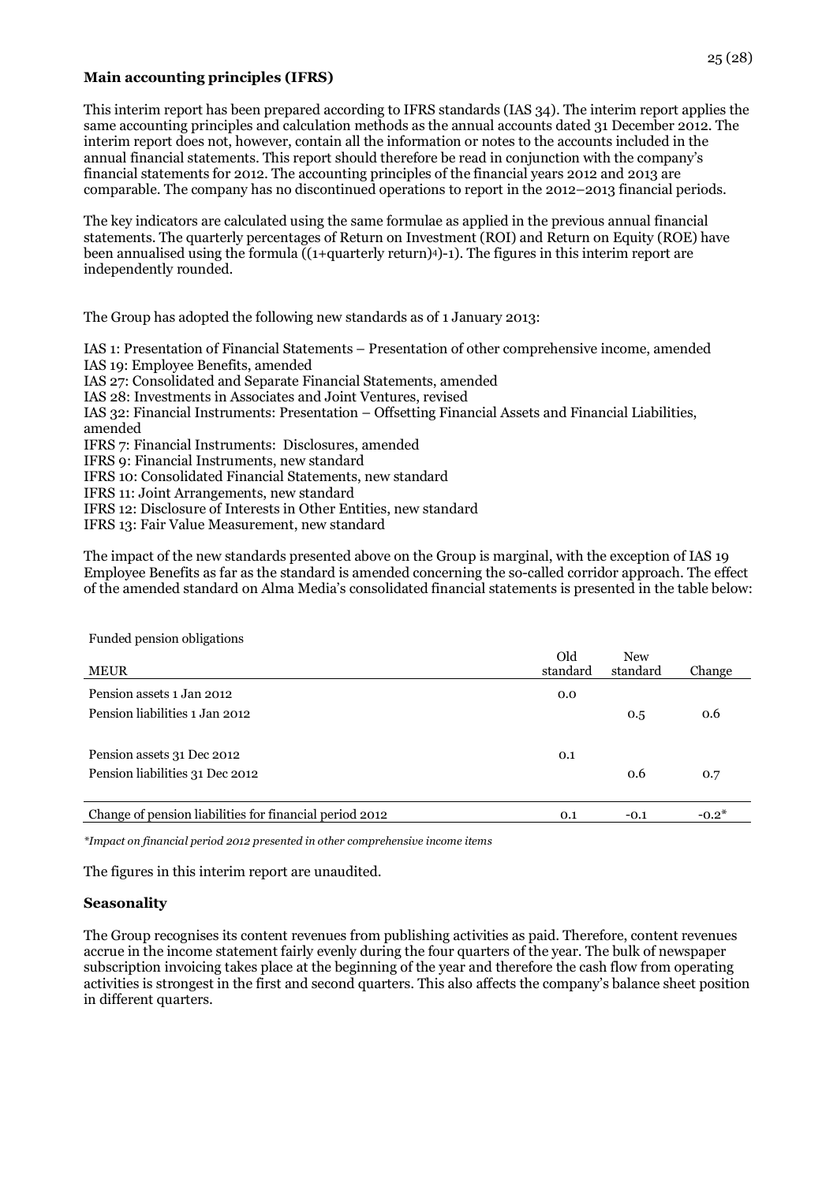## Main accounting principles (IFRS)

This interim report has been prepared according to IFRS standards (IAS 34). The interim report applies the same accounting principles and calculation methods as the annual accounts dated 31 December 2012. The interim report does not, however, contain all the information or notes to the accounts included in the annual financial statements. This report should therefore be read in conjunction with the company's financial statements for 2012. The accounting principles of the financial years 2012 and 2013 are comparable. The company has no discontinued operations to report in the 2012–2013 financial periods.

The key indicators are calculated using the same formulae as applied in the previous annual financial statements. The quarterly percentages of Return on Investment (ROI) and Return on Equity (ROE) have been annualised using the formula $((1+\text{quarterly return})^4)-1)$. The figures in this interim report are independently rounded.

The Group has adopted the following new standards as of 1 January 2013:

IAS 1: Presentation of Financial Statements – Presentation of other comprehensive income, amended
IAS 19: Employee Benefits, amended
IAS 27: Consolidated and Separate Financial Statements, amended
IAS 28: Investments in Associates and Joint Ventures, revised
IAS 32: Financial Instruments: Presentation – Offsetting Financial Assets and Financial Liabilities, amended
IFRS 7: Financial Instruments: Disclosures, amended
IFRS 9: Financial Instruments, new standard
IFRS 10: Consolidated Financial Statements, new standard
IFRS 11: Joint Arrangements, new standard
IFRS 12: Disclosure of Interests in Other Entities, new standard
IFRS 13: Fair Value Measurement, new standard

The impact of the new standards presented above on the Group is marginal, with the exception of IAS 19 Employee Benefits as far as the standard is amended concerning the so-called corridor approach. The effect of the amended standard on Alma Media's consolidated financial statements is presented in the table below:

Funded pension obligations

| MEUR | Old standard | New standard | Change |
|---|---|---|---|
| Pension assets 1 Jan 2012 | 0.0 | | |
| Pension liabilities 1 Jan 2012 | | 0.5 | 0.6 |
| | | | |
| Pension assets 31 Dec 2012 | 0.1 | | |
| Pension liabilities 31 Dec 2012 | | 0.6 | 0.7 |
| | | | |
| Change of pension liabilities for financial period 2012 | 0.1 | -0.1 | -0.2* |

*\*Impact on financial period 2012 presented in other comprehensive income items*

The figures in this interim report are unaudited.

## Seasonality

The Group recognises its content revenues from publishing activities as paid. Therefore, content revenues accrue in the income statement fairly evenly during the four quarters of the year. The bulk of newspaper subscription invoicing takes place at the beginning of the year and therefore the cash flow from operating activities is strongest in the first and second quarters. This also affects the company's balance sheet position in different quarters.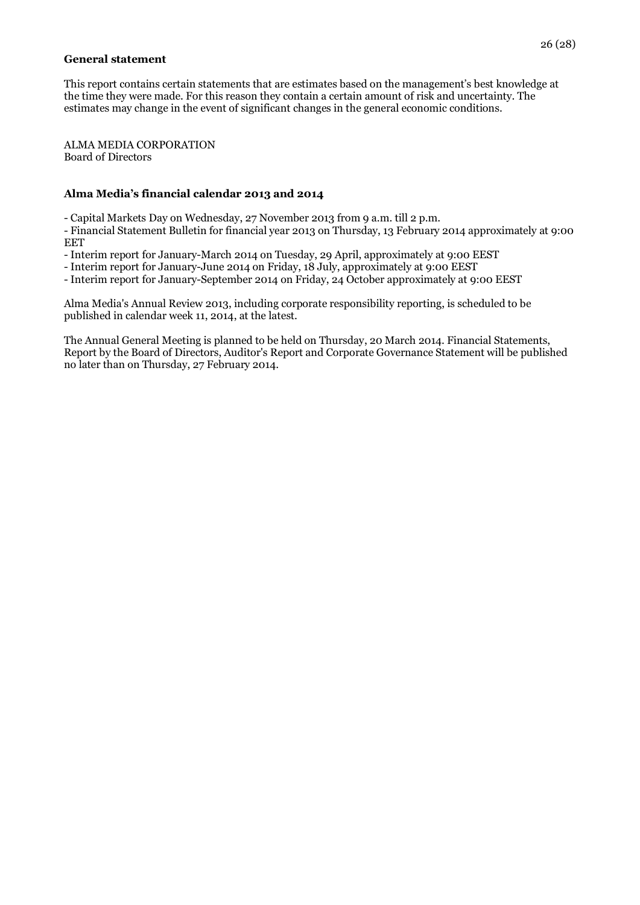**General statement**

This report contains certain statements that are estimates based on the management's best knowledge at the time they were made. For this reason they contain a certain amount of risk and uncertainty. The estimates may change in the event of significant changes in the general economic conditions.

ALMA MEDIA CORPORATION
Board of Directors

**Alma Media's financial calendar 2013 and 2014**

- Capital Markets Day on Wednesday, 27 November 2013 from 9 a.m. till 2 p.m.
- Financial Statement Bulletin for financial year 2013 on Thursday, 13 February 2014 approximately at 9:00 EET
- Interim report for January-March 2014 on Tuesday, 29 April, approximately at 9:00 EEST
- Interim report for January-June 2014 on Friday, 18 July, approximately at 9:00 EEST
- Interim report for January-September 2014 on Friday, 24 October approximately at 9:00 EEST

Alma Media's Annual Review 2013, including corporate responsibility reporting, is scheduled to be published in calendar week 11, 2014, at the latest.

The Annual General Meeting is planned to be held on Thursday, 20 March 2014. Financial Statements, Report by the Board of Directors, Auditor's Report and Corporate Governance Statement will be published no later than on Thursday, 27 February 2014.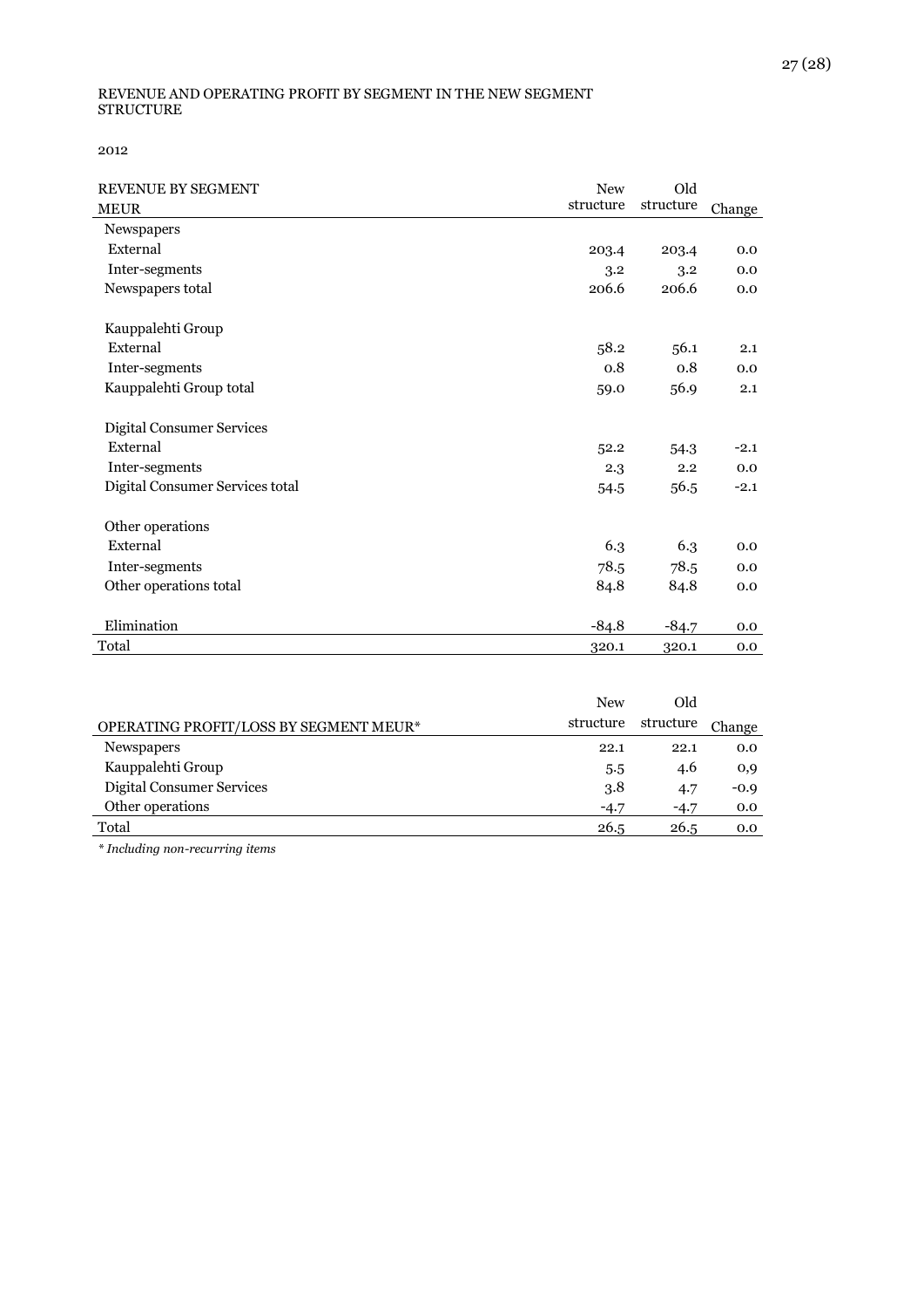REVENUE AND OPERATING PROFIT BY SEGMENT IN THE NEW SEGMENT STRUCTURE

2012

| REVENUE BY SEGMENT MEUR | New structure | Old structure | Change |
|---|---|---|---|
| Newspapers | | | |
| External | 203.4 | 203.4 | 0.0 |
| Inter-segments | 3.2 | 3.2 | 0.0 |
| Newspapers total | 206.6 | 206.6 | 0.0 |
| | | | |
| Kauppalehti Group | | | |
| External | 58.2 | 56.1 | 2.1 |
| Inter-segments | 0.8 | 0.8 | 0.0 |
| Kauppalehti Group total | 59.0 | 56.9 | 2.1 |
| | | | |
| Digital Consumer Services | | | |
| External | 52.2 | 54.3 | -2.1 |
| Inter-segments | 2.3 | 2.2 | 0.0 |
| Digital Consumer Services total | 54.5 | 56.5 | -2.1 |
| | | | |
| Other operations | | | |
| External | 6.3 | 6.3 | 0.0 |
| Inter-segments | 78.5 | 78.5 | 0.0 |
| Other operations total | 84.8 | 84.8 | 0.0 |
| | | | |
| Elimination | -84.8 | -84.7 | 0.0 |
| Total | 320.1 | 320.1 | 0.0 |

| OPERATING PROFIT/LOSS BY SEGMENT MEUR* | New structure | Old structure | Change |
|---|---|---|---|
| Newspapers | 22.1 | 22.1 | 0.0 |
| Kauppalehti Group | 5.5 | 4.6 | 0,9 |
| Digital Consumer Services | 3.8 | 4.7 | -0.9 |
| Other operations | -4.7 | -4.7 | 0.0 |
| Total | 26.5 | 26.5 | 0.0 |

*\* Including non-recurring items*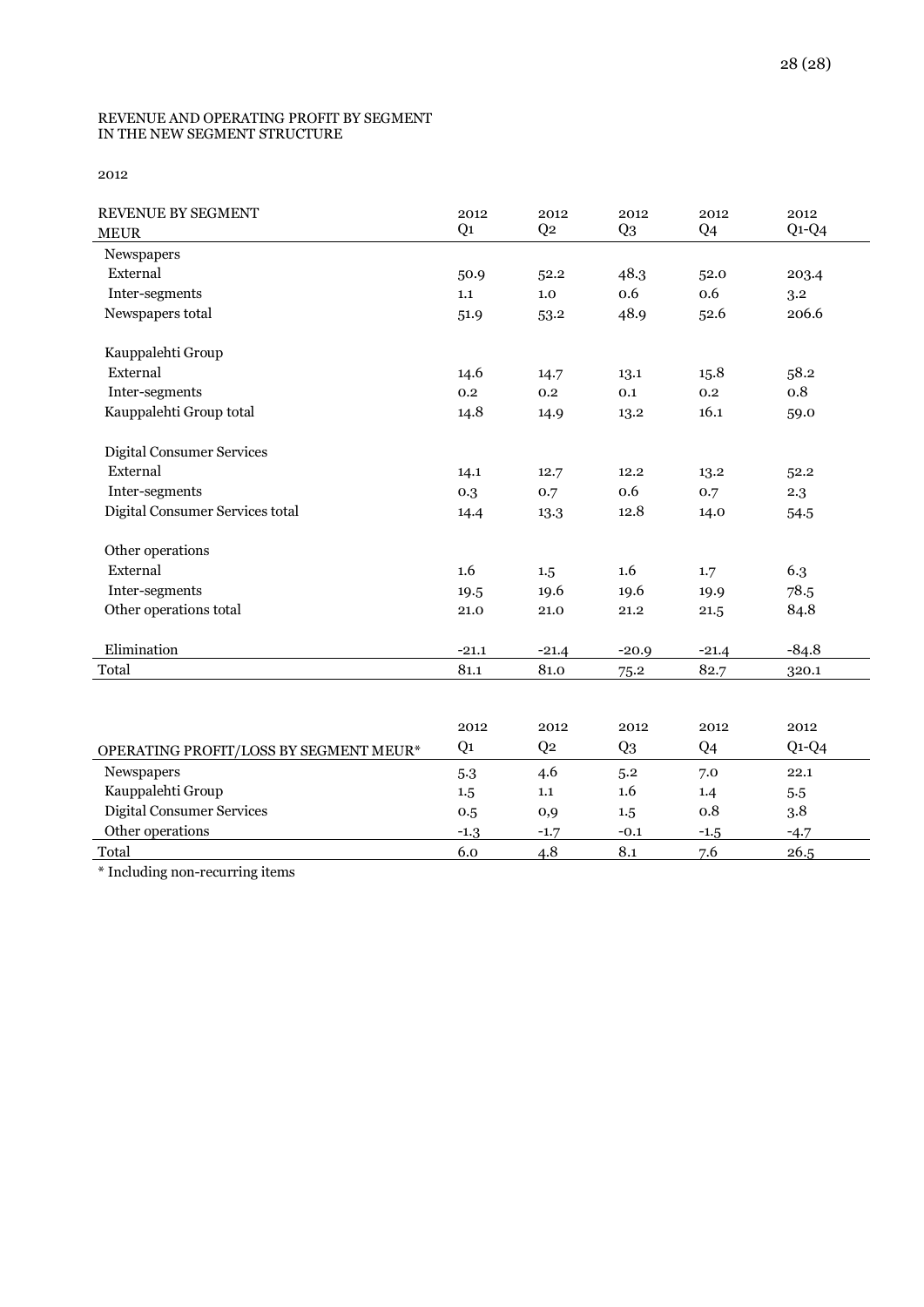REVENUE AND OPERATING PROFIT BY SEGMENT
IN THE NEW SEGMENT STRUCTURE

2012

| REVENUE BY SEGMENT MEUR | 2012 Q1 | 2012 Q2 | 2012 Q3 | 2012 Q4 | 2012 Q1-Q4 |
|---|---|---|---|---|---|
| Newspapers | | | | | |
| External | 50.9 | 52.2 | 48.3 | 52.0 | 203.4 |
| Inter-segments | 1.1 | 1.0 | 0.6 | 0.6 | 3.2 |
| Newspapers total | 51.9 | 53.2 | 48.9 | 52.6 | 206.6 |
| | | | | | |
| Kauppalehti Group | | | | | |
| External | 14.6 | 14.7 | 13.1 | 15.8 | 58.2 |
| Inter-segments | 0.2 | 0.2 | 0.1 | 0.2 | 0.8 |
| Kauppalehti Group total | 14.8 | 14.9 | 13.2 | 16.1 | 59.0 |
| | | | | | |
| Digital Consumer Services | | | | | |
| External | 14.1 | 12.7 | 12.2 | 13.2 | 52.2 |
| Inter-segments | 0.3 | 0.7 | 0.6 | 0.7 | 2.3 |
| Digital Consumer Services total | 14.4 | 13.3 | 12.8 | 14.0 | 54.5 |
| | | | | | |
| Other operations | | | | | |
| External | 1.6 | 1.5 | 1.6 | 1.7 | 6.3 |
| Inter-segments | 19.5 | 19.6 | 19.6 | 19.9 | 78.5 |
| Other operations total | 21.0 | 21.0 | 21.2 | 21.5 | 84.8 |
| | | | | | |
| Elimination | -21.1 | -21.4 | -20.9 | -21.4 | -84.8 |
| Total | 81.1 | 81.0 | 75.2 | 82.7 | 320.1 |

| OPERATING PROFIT/LOSS BY SEGMENT MEUR* | 2012 Q1 | 2012 Q2 | 2012 Q3 | 2012 Q4 | 2012 Q1-Q4 |
|---|---|---|---|---|---|
| Newspapers | 5.3 | 4.6 | 5.2 | 7.0 | 22.1 |
| Kauppalehti Group | 1.5 | 1.1 | 1.6 | 1.4 | 5.5 |
| Digital Consumer Services | 0.5 | 0,9 | 1.5 | 0.8 | 3.8 |
| Other operations | -1.3 | -1.7 | -0.1 | -1.5 | -4.7 |
| Total | 6.0 | 4.8 | 8.1 | 7.6 | 26.5 |

\* Including non-recurring items